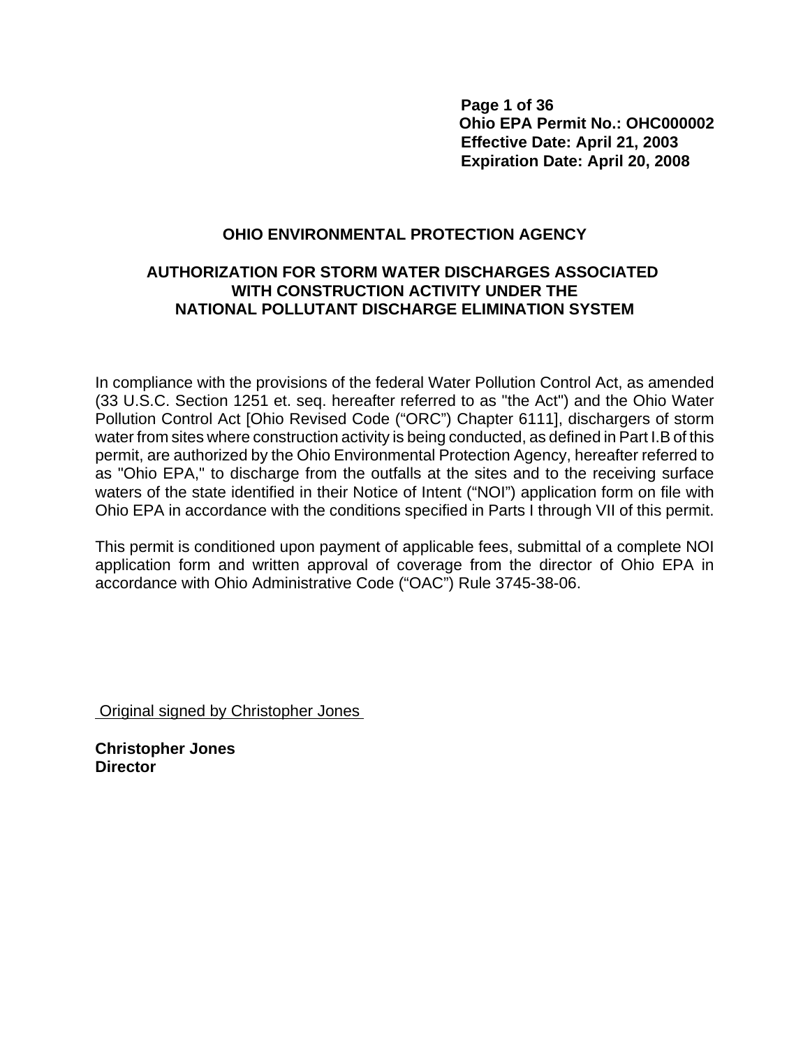**Ohio EPA Permit No.: OHC000002**
**Effective Date: April 21, 2003**
**Expiration Date: April 20, 2008**

# OHIO ENVIRONMENTAL PROTECTION AGENCY

## AUTHORIZATION FOR STORM WATER DISCHARGES ASSOCIATED WITH CONSTRUCTION ACTIVITY UNDER THE NATIONAL POLLUTANT DISCHARGE ELIMINATION SYSTEM

In compliance with the provisions of the federal Water Pollution Control Act, as amended (33 U.S.C. Section 1251 et. seq. hereafter referred to as "the Act") and the Ohio Water Pollution Control Act [Ohio Revised Code ("ORC") Chapter 6111], dischargers of storm water from sites where construction activity is being conducted, as defined in Part I.B of this permit, are authorized by the Ohio Environmental Protection Agency, hereafter referred to as "Ohio EPA," to discharge from the outfalls at the sites and to the receiving surface waters of the state identified in their Notice of Intent ("NOI") application form on file with Ohio EPA in accordance with the conditions specified in Parts I through VII of this permit.

This permit is conditioned upon payment of applicable fees, submittal of a complete NOI application form and written approval of coverage from the director of Ohio EPA in accordance with Ohio Administrative Code ("OAC") Rule 3745-38-06.

Original signed by Christopher Jones

**Christopher Jones**
**Director**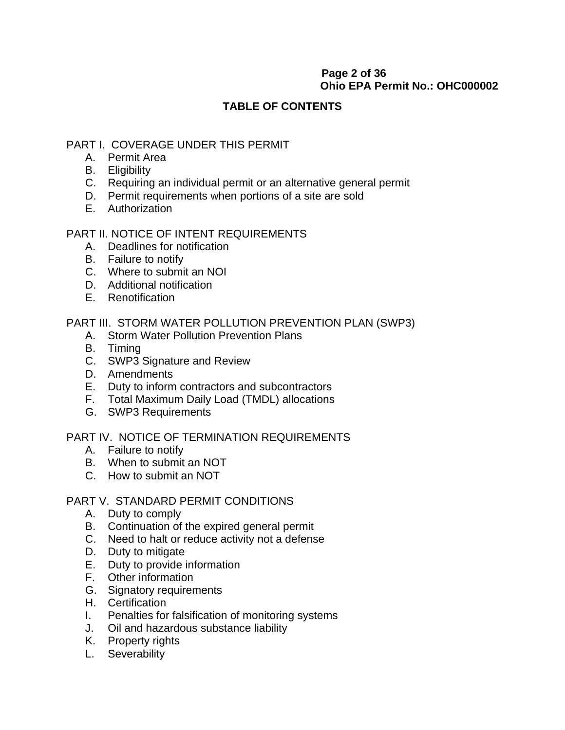# TABLE OF CONTENTS

PART I. COVERAGE UNDER THIS PERMIT

- A. Permit Area
- B. Eligibility
- C. Requiring an individual permit or an alternative general permit
- D. Permit requirements when portions of a site are sold
- E. Authorization

PART II. NOTICE OF INTENT REQUIREMENTS

- A. Deadlines for notification
- B. Failure to notify
- C. Where to submit an NOI
- D. Additional notification
- E. Renotification

PART III. STORM WATER POLLUTION PREVENTION PLAN (SWP3)

- A. Storm Water Pollution Prevention Plans
- B. Timing
- C. SWP3 Signature and Review
- D. Amendments
- E. Duty to inform contractors and subcontractors
- F. Total Maximum Daily Load (TMDL) allocations
- G. SWP3 Requirements

PART IV. NOTICE OF TERMINATION REQUIREMENTS

- A. Failure to notify
- B. When to submit an NOT
- C. How to submit an NOT

PART V. STANDARD PERMIT CONDITIONS

- A. Duty to comply
- B. Continuation of the expired general permit
- C. Need to halt or reduce activity not a defense
- D. Duty to mitigate
- E. Duty to provide information
- F. Other information
- G. Signatory requirements
- H. Certification
- I. Penalties for falsification of monitoring systems
- J. Oil and hazardous substance liability
- K. Property rights
- L. Severability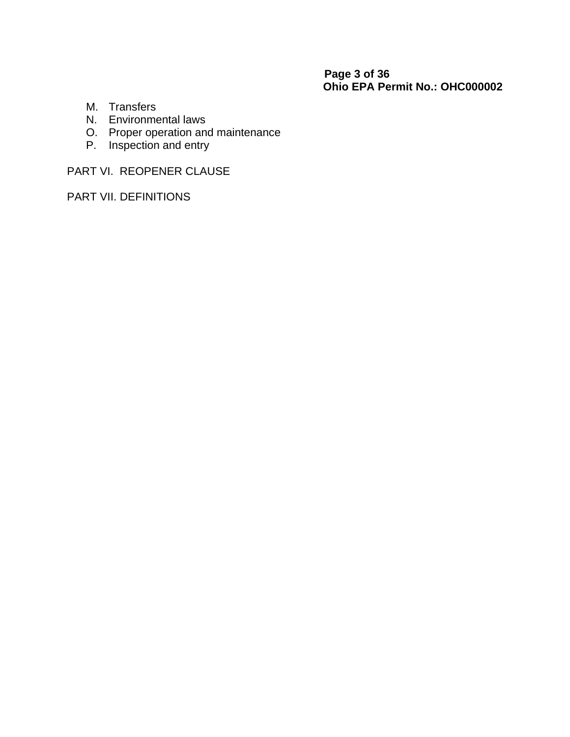M. Transfers
N. Environmental laws
O. Proper operation and maintenance
P. Inspection and entry

PART VI. REOPENER CLAUSE

PART VII. DEFINITIONS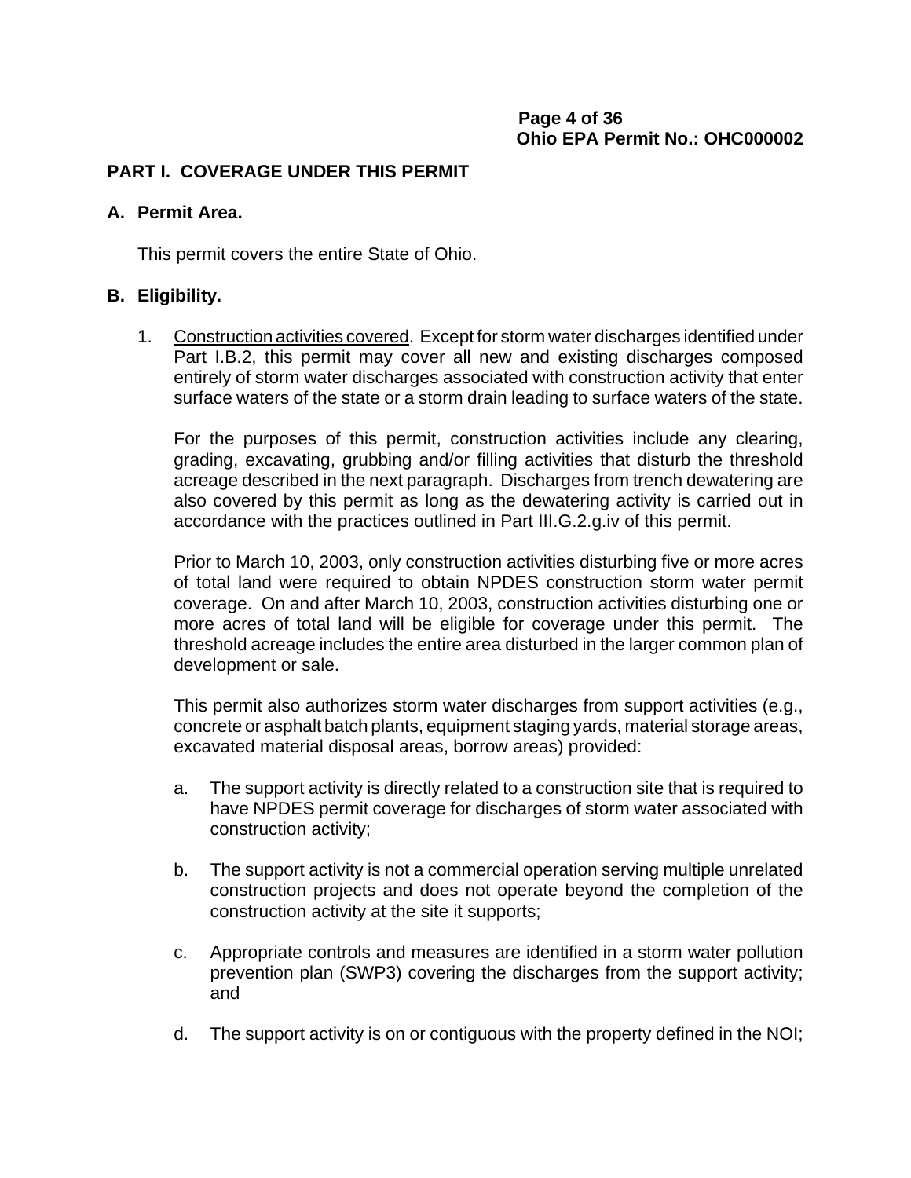## PART I. COVERAGE UNDER THIS PERMIT

### A. Permit Area.

This permit covers the entire State of Ohio.

### B. Eligibility.

1. Construction activities covered. Except for storm water discharges identified under Part I.B.2, this permit may cover all new and existing discharges composed entirely of storm water discharges associated with construction activity that enter surface waters of the state or a storm drain leading to surface waters of the state.

   For the purposes of this permit, construction activities include any clearing, grading, excavating, grubbing and/or filling activities that disturb the threshold acreage described in the next paragraph. Discharges from trench dewatering are also covered by this permit as long as the dewatering activity is carried out in accordance with the practices outlined in Part III.G.2.g.iv of this permit.

   Prior to March 10, 2003, only construction activities disturbing five or more acres of total land were required to obtain NPDES construction storm water permit coverage. On and after March 10, 2003, construction activities disturbing one or more acres of total land will be eligible for coverage under this permit. The threshold acreage includes the entire area disturbed in the larger common plan of development or sale.

   This permit also authorizes storm water discharges from support activities (e.g., concrete or asphalt batch plants, equipment staging yards, material storage areas, excavated material disposal areas, borrow areas) provided:

   a. The support activity is directly related to a construction site that is required to have NPDES permit coverage for discharges of storm water associated with construction activity;

   b. The support activity is not a commercial operation serving multiple unrelated construction projects and does not operate beyond the completion of the construction activity at the site it supports;

   c. Appropriate controls and measures are identified in a storm water pollution prevention plan (SWP3) covering the discharges from the support activity; and

   d. The support activity is on or contiguous with the property defined in the NOI;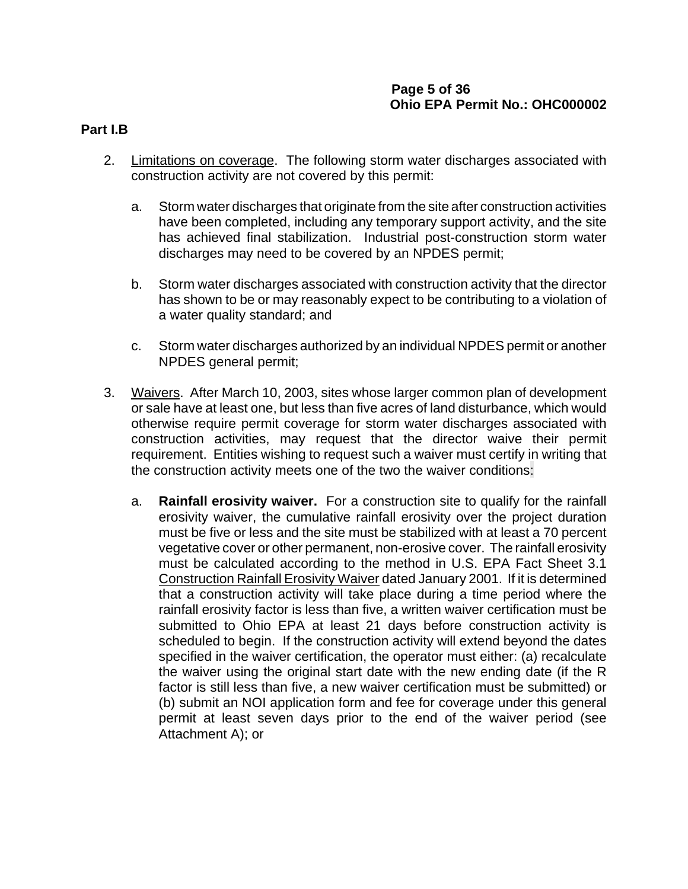**Part I.B**

2. Limitations on coverage. The following storm water discharges associated with construction activity are not covered by this permit:

   a. Storm water discharges that originate from the site after construction activities have been completed, including any temporary support activity, and the site has achieved final stabilization. Industrial post-construction storm water discharges may need to be covered by an NPDES permit;

   b. Storm water discharges associated with construction activity that the director has shown to be or may reasonably expect to be contributing to a violation of a water quality standard; and

   c. Storm water discharges authorized by an individual NPDES permit or another NPDES general permit;

3. Waivers. After March 10, 2003, sites whose larger common plan of development or sale have at least one, but less than five acres of land disturbance, which would otherwise require permit coverage for storm water discharges associated with construction activities, may request that the director waive their permit requirement. Entities wishing to request such a waiver must certify in writing that the construction activity meets one of the two the waiver conditions:

   a. **Rainfall erosivity waiver.** For a construction site to qualify for the rainfall erosivity waiver, the cumulative rainfall erosivity over the project duration must be five or less and the site must be stabilized with at least a 70 percent vegetative cover or other permanent, non-erosive cover. The rainfall erosivity must be calculated according to the method in U.S. EPA Fact Sheet 3.1 Construction Rainfall Erosivity Waiver dated January 2001. If it is determined that a construction activity will take place during a time period where the rainfall erosivity factor is less than five, a written waiver certification must be submitted to Ohio EPA at least 21 days before construction activity is scheduled to begin. If the construction activity will extend beyond the dates specified in the waiver certification, the operator must either: (a) recalculate the waiver using the original start date with the new ending date (if the R factor is still less than five, a new waiver certification must be submitted) or (b) submit an NOI application form and fee for coverage under this general permit at least seven days prior to the end of the waiver period (see Attachment A); or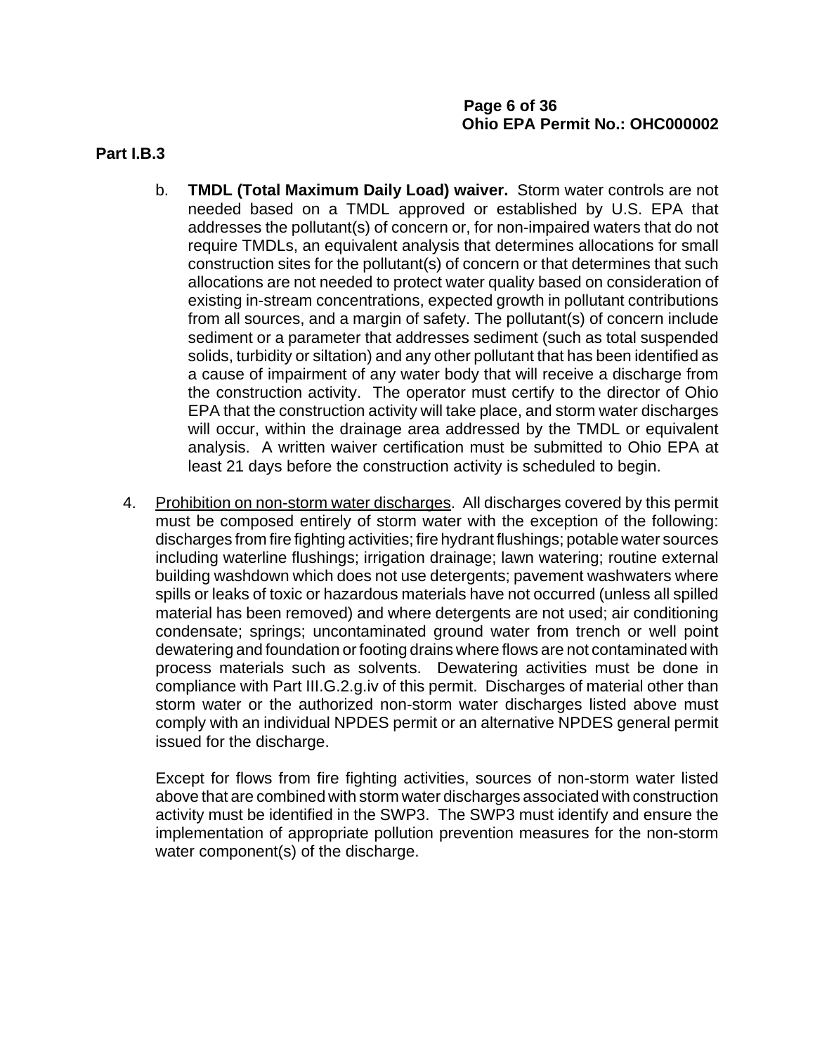**Part I.B.3**

b. **TMDL (Total Maximum Daily Load) waiver.** Storm water controls are not needed based on a TMDL approved or established by U.S. EPA that addresses the pollutant(s) of concern or, for non-impaired waters that do not require TMDLs, an equivalent analysis that determines allocations for small construction sites for the pollutant(s) of concern or that determines that such allocations are not needed to protect water quality based on consideration of existing in-stream concentrations, expected growth in pollutant contributions from all sources, and a margin of safety. The pollutant(s) of concern include sediment or a parameter that addresses sediment (such as total suspended solids, turbidity or siltation) and any other pollutant that has been identified as a cause of impairment of any water body that will receive a discharge from the construction activity. The operator must certify to the director of Ohio EPA that the construction activity will take place, and storm water discharges will occur, within the drainage area addressed by the TMDL or equivalent analysis. A written waiver certification must be submitted to Ohio EPA at least 21 days before the construction activity is scheduled to begin.

4. Prohibition on non-storm water discharges. All discharges covered by this permit must be composed entirely of storm water with the exception of the following: discharges from fire fighting activities; fire hydrant flushings; potable water sources including waterline flushings; irrigation drainage; lawn watering; routine external building washdown which does not use detergents; pavement washwaters where spills or leaks of toxic or hazardous materials have not occurred (unless all spilled material has been removed) and where detergents are not used; air conditioning condensate; springs; uncontaminated ground water from trench or well point dewatering and foundation or footing drains where flows are not contaminated with process materials such as solvents. Dewatering activities must be done in compliance with Part III.G.2.g.iv of this permit. Discharges of material other than storm water or the authorized non-storm water discharges listed above must comply with an individual NPDES permit or an alternative NPDES general permit issued for the discharge.

   Except for flows from fire fighting activities, sources of non-storm water listed above that are combined with storm water discharges associated with construction activity must be identified in the SWP3. The SWP3 must identify and ensure the implementation of appropriate pollution prevention measures for the non-storm water component(s) of the discharge.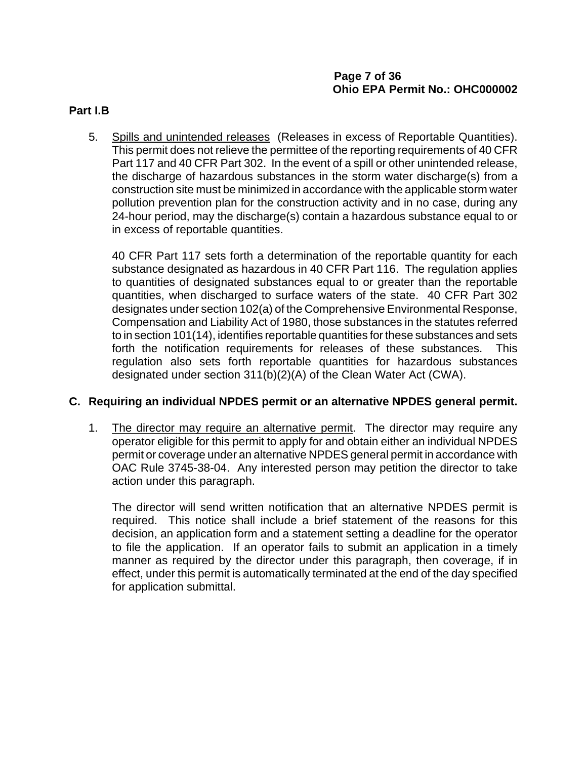**Part I.B**

5. Spills and unintended releases (Releases in excess of Reportable Quantities). This permit does not relieve the permittee of the reporting requirements of 40 CFR Part 117 and 40 CFR Part 302. In the event of a spill or other unintended release, the discharge of hazardous substances in the storm water discharge(s) from a construction site must be minimized in accordance with the applicable storm water pollution prevention plan for the construction activity and in no case, during any 24-hour period, may the discharge(s) contain a hazardous substance equal to or in excess of reportable quantities.

   40 CFR Part 117 sets forth a determination of the reportable quantity for each substance designated as hazardous in 40 CFR Part 116. The regulation applies to quantities of designated substances equal to or greater than the reportable quantities, when discharged to surface waters of the state. 40 CFR Part 302 designates under section 102(a) of the Comprehensive Environmental Response, Compensation and Liability Act of 1980, those substances in the statutes referred to in section 101(14), identifies reportable quantities for these substances and sets forth the notification requirements for releases of these substances. This regulation also sets forth reportable quantities for hazardous substances designated under section 311(b)(2)(A) of the Clean Water Act (CWA).

## C. Requiring an individual NPDES permit or an alternative NPDES general permit.

1. The director may require an alternative permit. The director may require any operator eligible for this permit to apply for and obtain either an individual NPDES permit or coverage under an alternative NPDES general permit in accordance with OAC Rule 3745-38-04. Any interested person may petition the director to take action under this paragraph.

   The director will send written notification that an alternative NPDES permit is required. This notice shall include a brief statement of the reasons for this decision, an application form and a statement setting a deadline for the operator to file the application. If an operator fails to submit an application in a timely manner as required by the director under this paragraph, then coverage, if in effect, under this permit is automatically terminated at the end of the day specified for application submittal.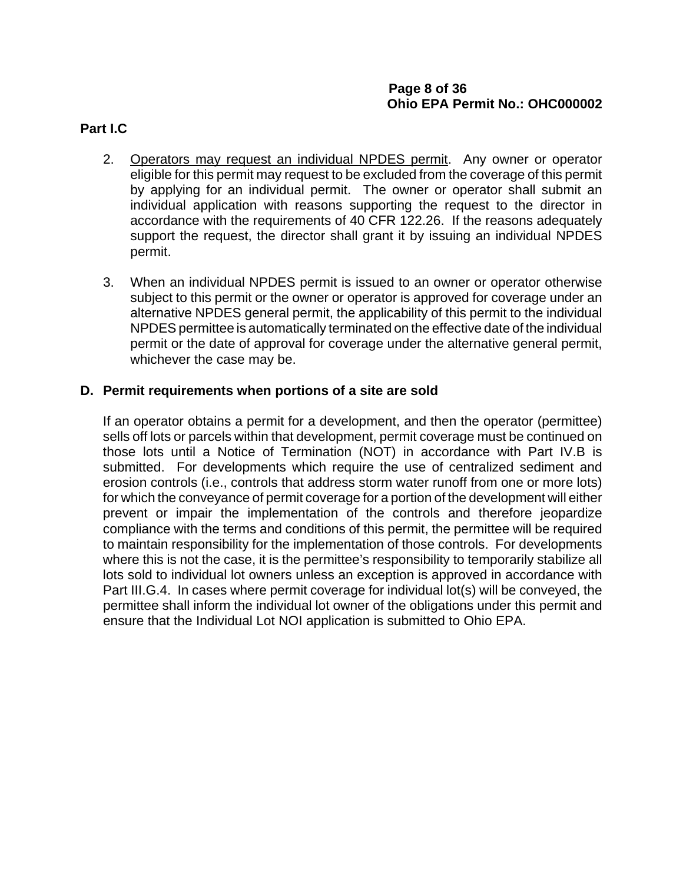**Part I.C**

2. Operators may request an individual NPDES permit. Any owner or operator eligible for this permit may request to be excluded from the coverage of this permit by applying for an individual permit. The owner or operator shall submit an individual application with reasons supporting the request to the director in accordance with the requirements of 40 CFR 122.26. If the reasons adequately support the request, the director shall grant it by issuing an individual NPDES permit.

3. When an individual NPDES permit is issued to an owner or operator otherwise subject to this permit or the owner or operator is approved for coverage under an alternative NPDES general permit, the applicability of this permit to the individual NPDES permittee is automatically terminated on the effective date of the individual permit or the date of approval for coverage under the alternative general permit, whichever the case may be.

## D. Permit requirements when portions of a site are sold

If an operator obtains a permit for a development, and then the operator (permittee) sells off lots or parcels within that development, permit coverage must be continued on those lots until a Notice of Termination (NOT) in accordance with Part IV.B is submitted. For developments which require the use of centralized sediment and erosion controls (i.e., controls that address storm water runoff from one or more lots) for which the conveyance of permit coverage for a portion of the development will either prevent or impair the implementation of the controls and therefore jeopardize compliance with the terms and conditions of this permit, the permittee will be required to maintain responsibility for the implementation of those controls. For developments where this is not the case, it is the permittee's responsibility to temporarily stabilize all lots sold to individual lot owners unless an exception is approved in accordance with Part III.G.4. In cases where permit coverage for individual lot(s) will be conveyed, the permittee shall inform the individual lot owner of the obligations under this permit and ensure that the Individual Lot NOI application is submitted to Ohio EPA.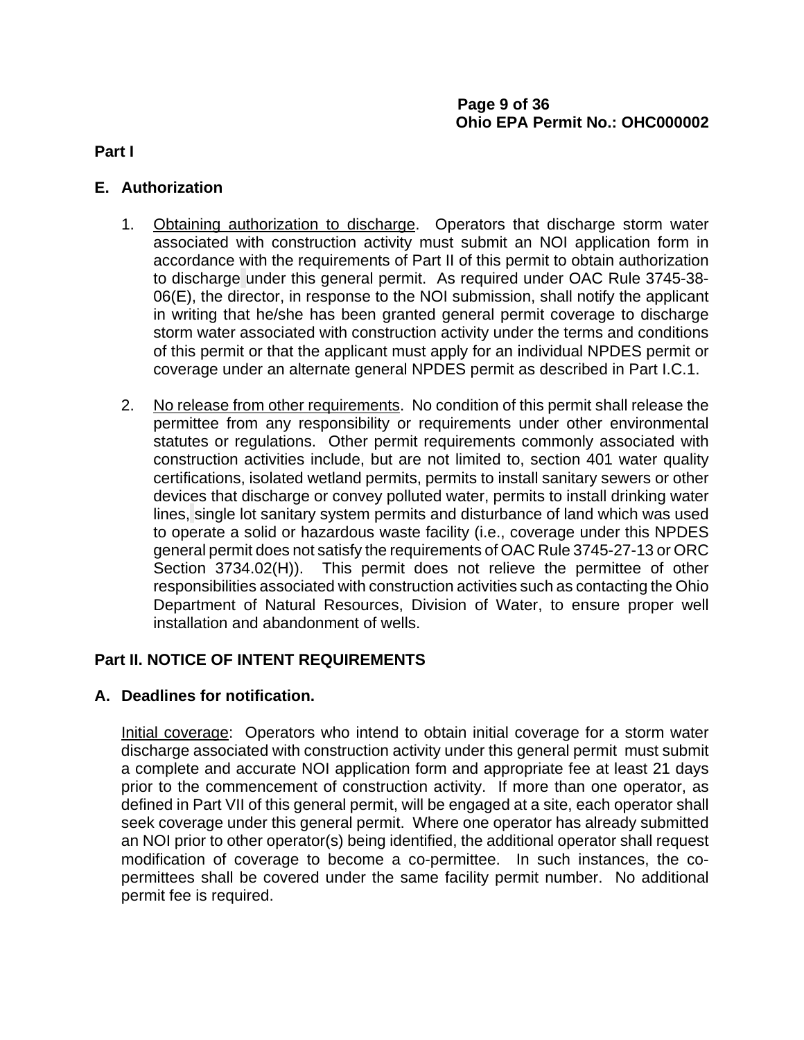## Part I

### E. Authorization

1. Obtaining authorization to discharge. Operators that discharge storm water associated with construction activity must submit an NOI application form in accordance with the requirements of Part II of this permit to obtain authorization to discharge under this general permit. As required under OAC Rule 3745-38-06(E), the director, in response to the NOI submission, shall notify the applicant in writing that he/she has been granted general permit coverage to discharge storm water associated with construction activity under the terms and conditions of this permit or that the applicant must apply for an individual NPDES permit or coverage under an alternate general NPDES permit as described in Part I.C.1.

2. No release from other requirements. No condition of this permit shall release the permittee from any responsibility or requirements under other environmental statutes or regulations. Other permit requirements commonly associated with construction activities include, but are not limited to, section 401 water quality certifications, isolated wetland permits, permits to install sanitary sewers or other devices that discharge or convey polluted water, permits to install drinking water lines, single lot sanitary system permits and disturbance of land which was used to operate a solid or hazardous waste facility (i.e., coverage under this NPDES general permit does not satisfy the requirements of OAC Rule 3745-27-13 or ORC Section 3734.02(H)). This permit does not relieve the permittee of other responsibilities associated with construction activities such as contacting the Ohio Department of Natural Resources, Division of Water, to ensure proper well installation and abandonment of wells.

## Part II. NOTICE OF INTENT REQUIREMENTS

### A. Deadlines for notification.

Initial coverage: Operators who intend to obtain initial coverage for a storm water discharge associated with construction activity under this general permit must submit a complete and accurate NOI application form and appropriate fee at least 21 days prior to the commencement of construction activity. If more than one operator, as defined in Part VII of this general permit, will be engaged at a site, each operator shall seek coverage under this general permit. Where one operator has already submitted an NOI prior to other operator(s) being identified, the additional operator shall request modification of coverage to become a co-permittee. In such instances, the co-permittees shall be covered under the same facility permit number. No additional permit fee is required.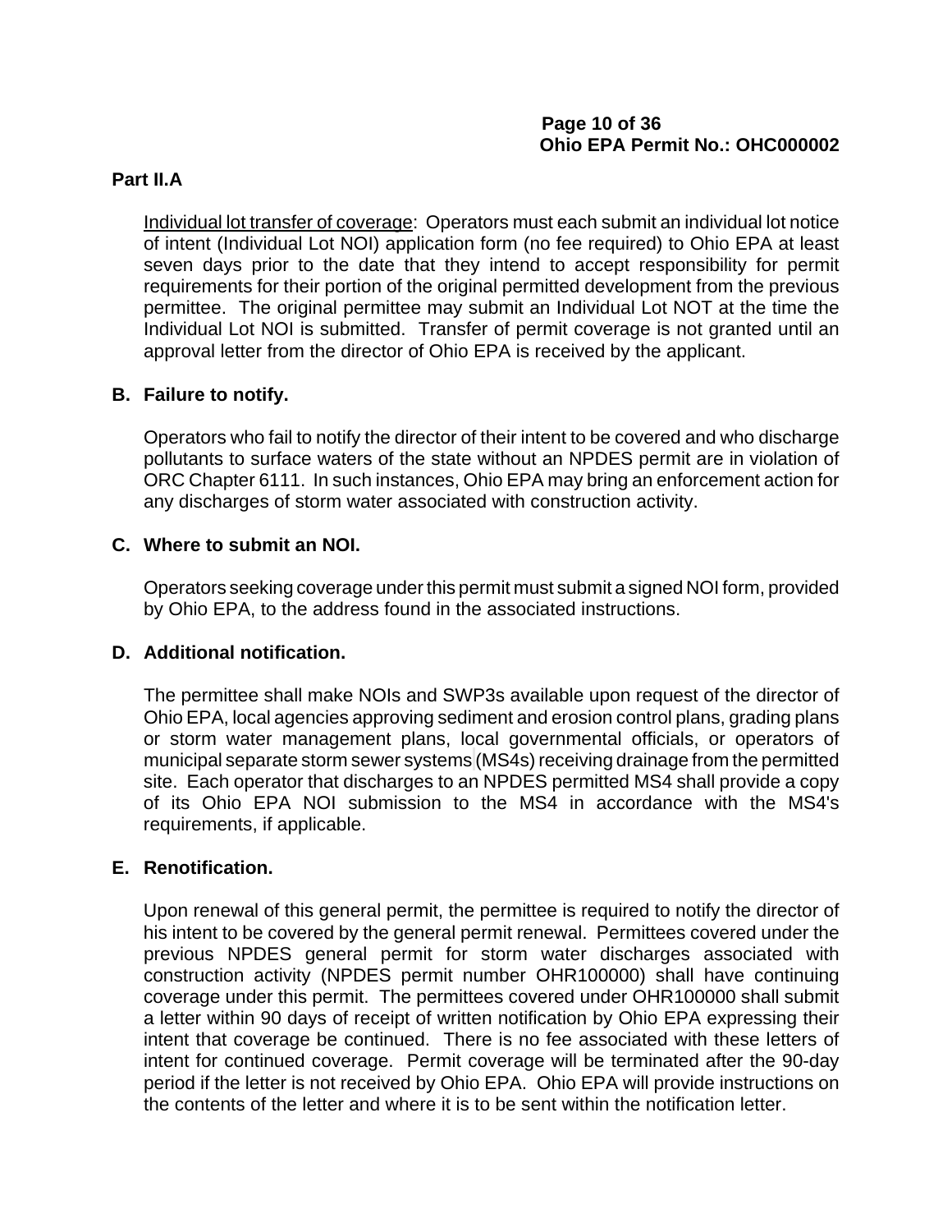**Part II.A**

Individual lot transfer of coverage: Operators must each submit an individual lot notice of intent (Individual Lot NOI) application form (no fee required) to Ohio EPA at least seven days prior to the date that they intend to accept responsibility for permit requirements for their portion of the original permitted development from the previous permittee. The original permittee may submit an Individual Lot NOT at the time the Individual Lot NOI is submitted. Transfer of permit coverage is not granted until an approval letter from the director of Ohio EPA is received by the applicant.

**B. Failure to notify.**

Operators who fail to notify the director of their intent to be covered and who discharge pollutants to surface waters of the state without an NPDES permit are in violation of ORC Chapter 6111. In such instances, Ohio EPA may bring an enforcement action for any discharges of storm water associated with construction activity.

**C. Where to submit an NOI.**

Operators seeking coverage under this permit must submit a signed NOI form, provided by Ohio EPA, to the address found in the associated instructions.

**D. Additional notification.**

The permittee shall make NOIs and SWP3s available upon request of the director of Ohio EPA, local agencies approving sediment and erosion control plans, grading plans or storm water management plans, local governmental officials, or operators of municipal separate storm sewer systems (MS4s) receiving drainage from the permitted site. Each operator that discharges to an NPDES permitted MS4 shall provide a copy of its Ohio EPA NOI submission to the MS4 in accordance with the MS4's requirements, if applicable.

**E. Renotification.**

Upon renewal of this general permit, the permittee is required to notify the director of his intent to be covered by the general permit renewal. Permittees covered under the previous NPDES general permit for storm water discharges associated with construction activity (NPDES permit number OHR100000) shall have continuing coverage under this permit. The permittees covered under OHR100000 shall submit a letter within 90 days of receipt of written notification by Ohio EPA expressing their intent that coverage be continued. There is no fee associated with these letters of intent for continued coverage. Permit coverage will be terminated after the 90-day period if the letter is not received by Ohio EPA. Ohio EPA will provide instructions on the contents of the letter and where it is to be sent within the notification letter.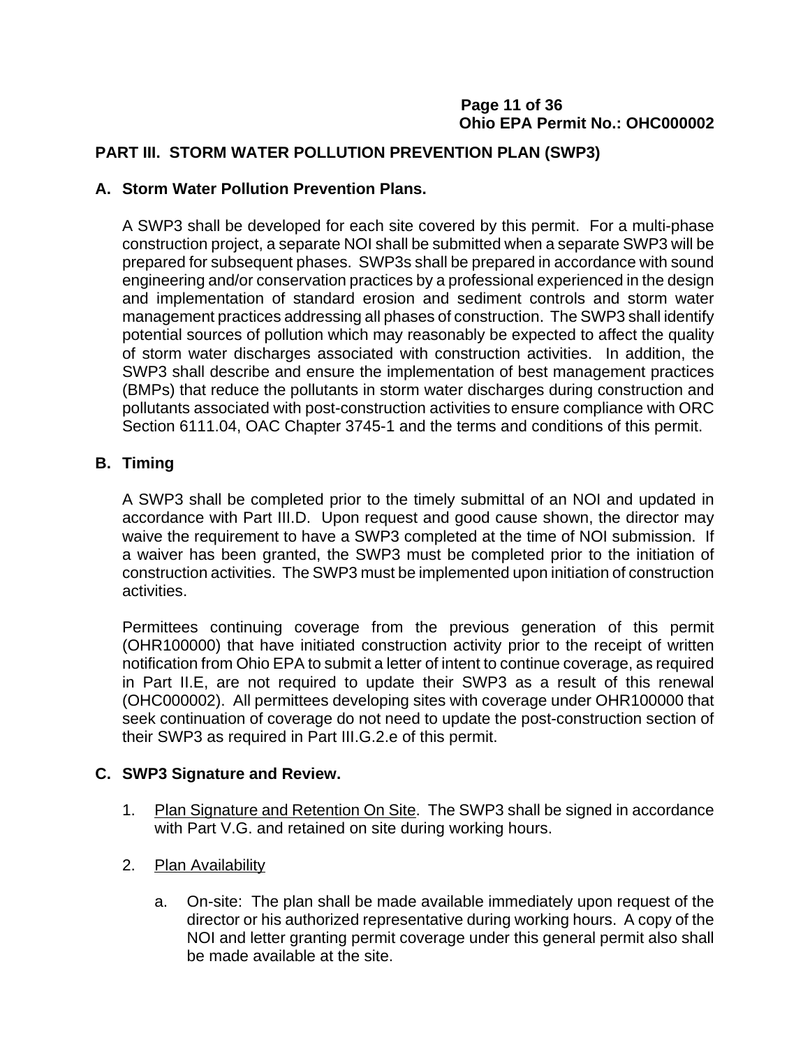## PART III. STORM WATER POLLUTION PREVENTION PLAN (SWP3)

### A. Storm Water Pollution Prevention Plans.

A SWP3 shall be developed for each site covered by this permit. For a multi-phase construction project, a separate NOI shall be submitted when a separate SWP3 will be prepared for subsequent phases. SWP3s shall be prepared in accordance with sound engineering and/or conservation practices by a professional experienced in the design and implementation of standard erosion and sediment controls and storm water management practices addressing all phases of construction. The SWP3 shall identify potential sources of pollution which may reasonably be expected to affect the quality of storm water discharges associated with construction activities. In addition, the SWP3 shall describe and ensure the implementation of best management practices (BMPs) that reduce the pollutants in storm water discharges during construction and pollutants associated with post-construction activities to ensure compliance with ORC Section 6111.04, OAC Chapter 3745-1 and the terms and conditions of this permit.

### B. Timing

A SWP3 shall be completed prior to the timely submittal of an NOI and updated in accordance with Part III.D. Upon request and good cause shown, the director may waive the requirement to have a SWP3 completed at the time of NOI submission. If a waiver has been granted, the SWP3 must be completed prior to the initiation of construction activities. The SWP3 must be implemented upon initiation of construction activities.

Permittees continuing coverage from the previous generation of this permit (OHR100000) that have initiated construction activity prior to the receipt of written notification from Ohio EPA to submit a letter of intent to continue coverage, as required in Part II.E, are not required to update their SWP3 as a result of this renewal (OHC000002). All permittees developing sites with coverage under OHR100000 that seek continuation of coverage do not need to update the post-construction section of their SWP3 as required in Part III.G.2.e of this permit.

### C. SWP3 Signature and Review.

1. <u>Plan Signature and Retention On Site</u>. The SWP3 shall be signed in accordance with Part V.G. and retained on site during working hours.

2. <u>Plan Availability</u>

   a. On-site: The plan shall be made available immediately upon request of the director or his authorized representative during working hours. A copy of the NOI and letter granting permit coverage under this general permit also shall be made available at the site.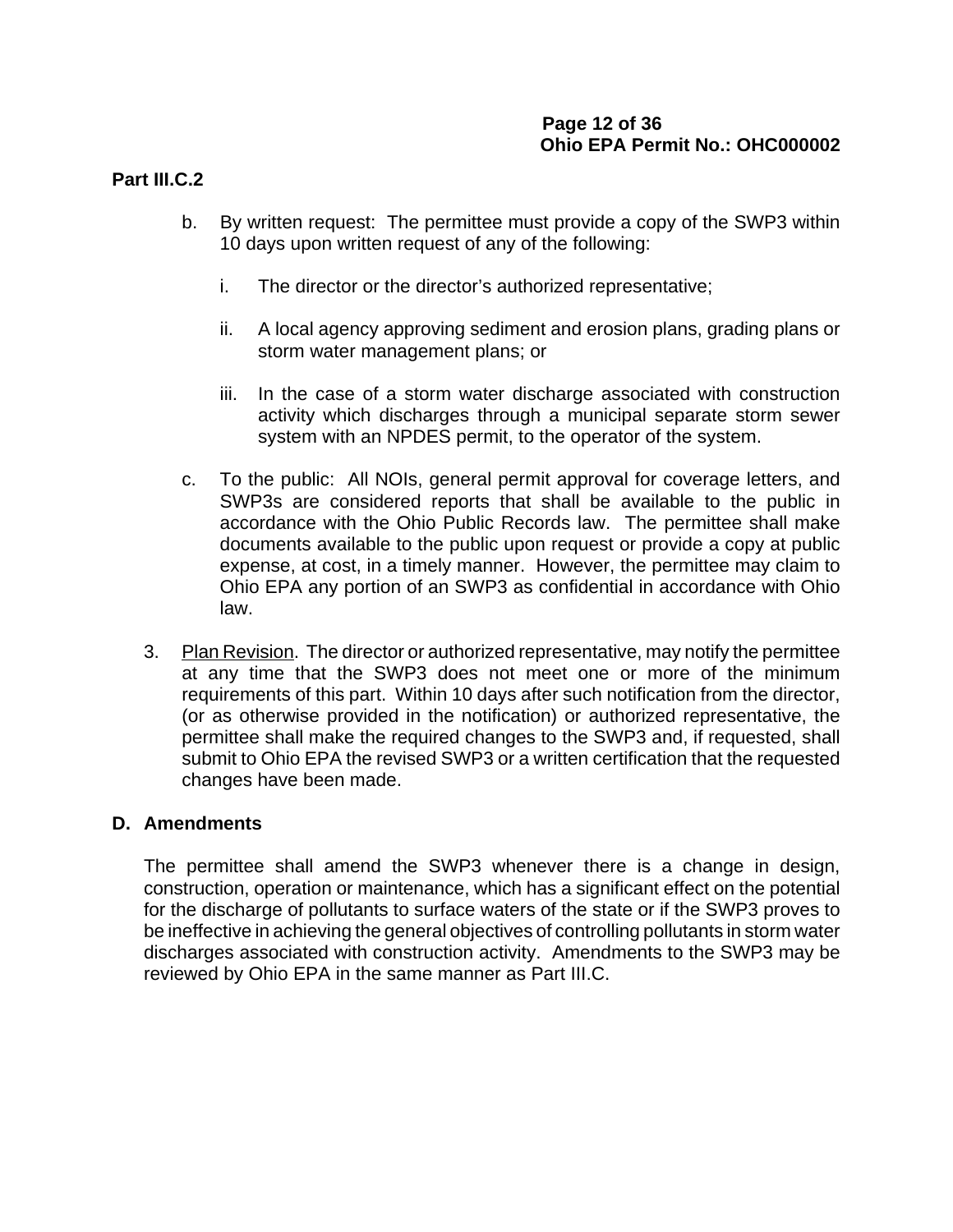**Part III.C.2**

b. By written request: The permittee must provide a copy of the SWP3 within 10 days upon written request of any of the following:

   i. The director or the director's authorized representative;

   ii. A local agency approving sediment and erosion plans, grading plans or storm water management plans; or

   iii. In the case of a storm water discharge associated with construction activity which discharges through a municipal separate storm sewer system with an NPDES permit, to the operator of the system.

c. To the public: All NOIs, general permit approval for coverage letters, and SWP3s are considered reports that shall be available to the public in accordance with the Ohio Public Records law. The permittee shall make documents available to the public upon request or provide a copy at public expense, at cost, in a timely manner. However, the permittee may claim to Ohio EPA any portion of an SWP3 as confidential in accordance with Ohio law.

3. Plan Revision. The director or authorized representative, may notify the permittee at any time that the SWP3 does not meet one or more of the minimum requirements of this part. Within 10 days after such notification from the director, (or as otherwise provided in the notification) or authorized representative, the permittee shall make the required changes to the SWP3 and, if requested, shall submit to Ohio EPA the revised SWP3 or a written certification that the requested changes have been made.

## D. Amendments

The permittee shall amend the SWP3 whenever there is a change in design, construction, operation or maintenance, which has a significant effect on the potential for the discharge of pollutants to surface waters of the state or if the SWP3 proves to be ineffective in achieving the general objectives of controlling pollutants in storm water discharges associated with construction activity. Amendments to the SWP3 may be reviewed by Ohio EPA in the same manner as Part III.C.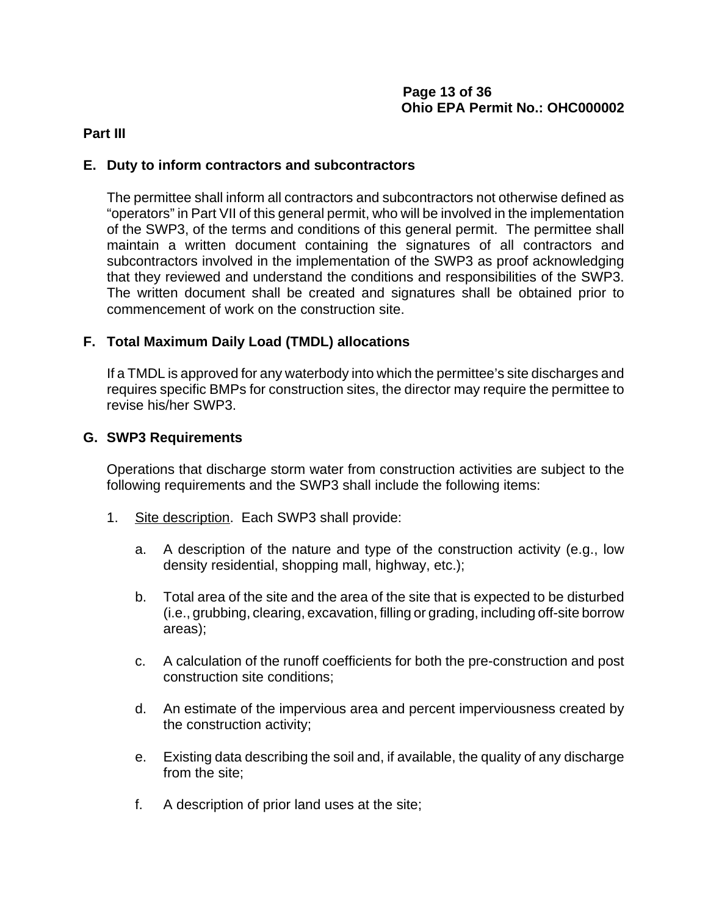**Part III**

**E. Duty to inform contractors and subcontractors**

The permittee shall inform all contractors and subcontractors not otherwise defined as "operators" in Part VII of this general permit, who will be involved in the implementation of the SWP3, of the terms and conditions of this general permit. The permittee shall maintain a written document containing the signatures of all contractors and subcontractors involved in the implementation of the SWP3 as proof acknowledging that they reviewed and understand the conditions and responsibilities of the SWP3. The written document shall be created and signatures shall be obtained prior to commencement of work on the construction site.

**F. Total Maximum Daily Load (TMDL) allocations**

If a TMDL is approved for any waterbody into which the permittee's site discharges and requires specific BMPs for construction sites, the director may require the permittee to revise his/her SWP3.

**G. SWP3 Requirements**

Operations that discharge storm water from construction activities are subject to the following requirements and the SWP3 shall include the following items:

1. Site description. Each SWP3 shall provide:

   a. A description of the nature and type of the construction activity (e.g., low density residential, shopping mall, highway, etc.);

   b. Total area of the site and the area of the site that is expected to be disturbed (i.e., grubbing, clearing, excavation, filling or grading, including off-site borrow areas);

   c. A calculation of the runoff coefficients for both the pre-construction and post construction site conditions;

   d. An estimate of the impervious area and percent imperviousness created by the construction activity;

   e. Existing data describing the soil and, if available, the quality of any discharge from the site;

   f. A description of prior land uses at the site;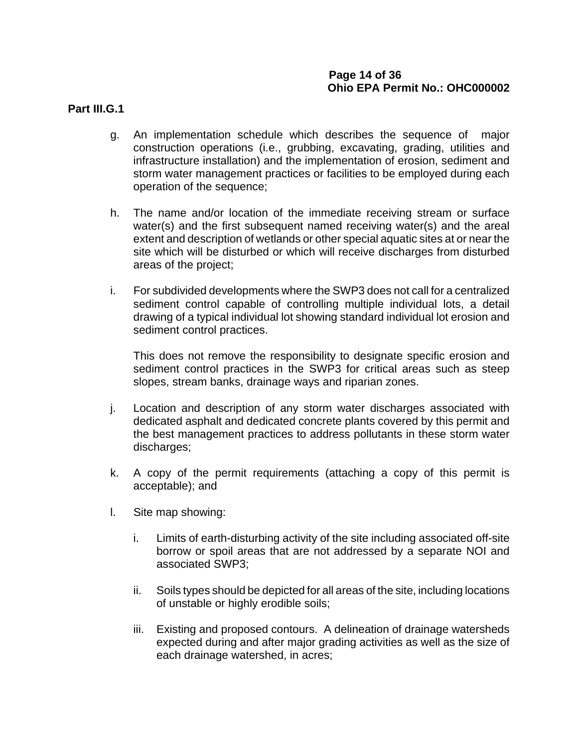**Part III.G.1**

g. An implementation schedule which describes the sequence of major construction operations (i.e., grubbing, excavating, grading, utilities and infrastructure installation) and the implementation of erosion, sediment and storm water management practices or facilities to be employed during each operation of the sequence;

h. The name and/or location of the immediate receiving stream or surface water(s) and the first subsequent named receiving water(s) and the areal extent and description of wetlands or other special aquatic sites at or near the site which will be disturbed or which will receive discharges from disturbed areas of the project;

i. For subdivided developments where the SWP3 does not call for a centralized sediment control capable of controlling multiple individual lots, a detail drawing of a typical individual lot showing standard individual lot erosion and sediment control practices.

   This does not remove the responsibility to designate specific erosion and sediment control practices in the SWP3 for critical areas such as steep slopes, stream banks, drainage ways and riparian zones.

j. Location and description of any storm water discharges associated with dedicated asphalt and dedicated concrete plants covered by this permit and the best management practices to address pollutants in these storm water discharges;

k. A copy of the permit requirements (attaching a copy of this permit is acceptable); and

l. Site map showing:

   i. Limits of earth-disturbing activity of the site including associated off-site borrow or spoil areas that are not addressed by a separate NOI and associated SWP3;

   ii. Soils types should be depicted for all areas of the site, including locations of unstable or highly erodible soils;

   iii. Existing and proposed contours. A delineation of drainage watersheds expected during and after major grading activities as well as the size of each drainage watershed, in acres;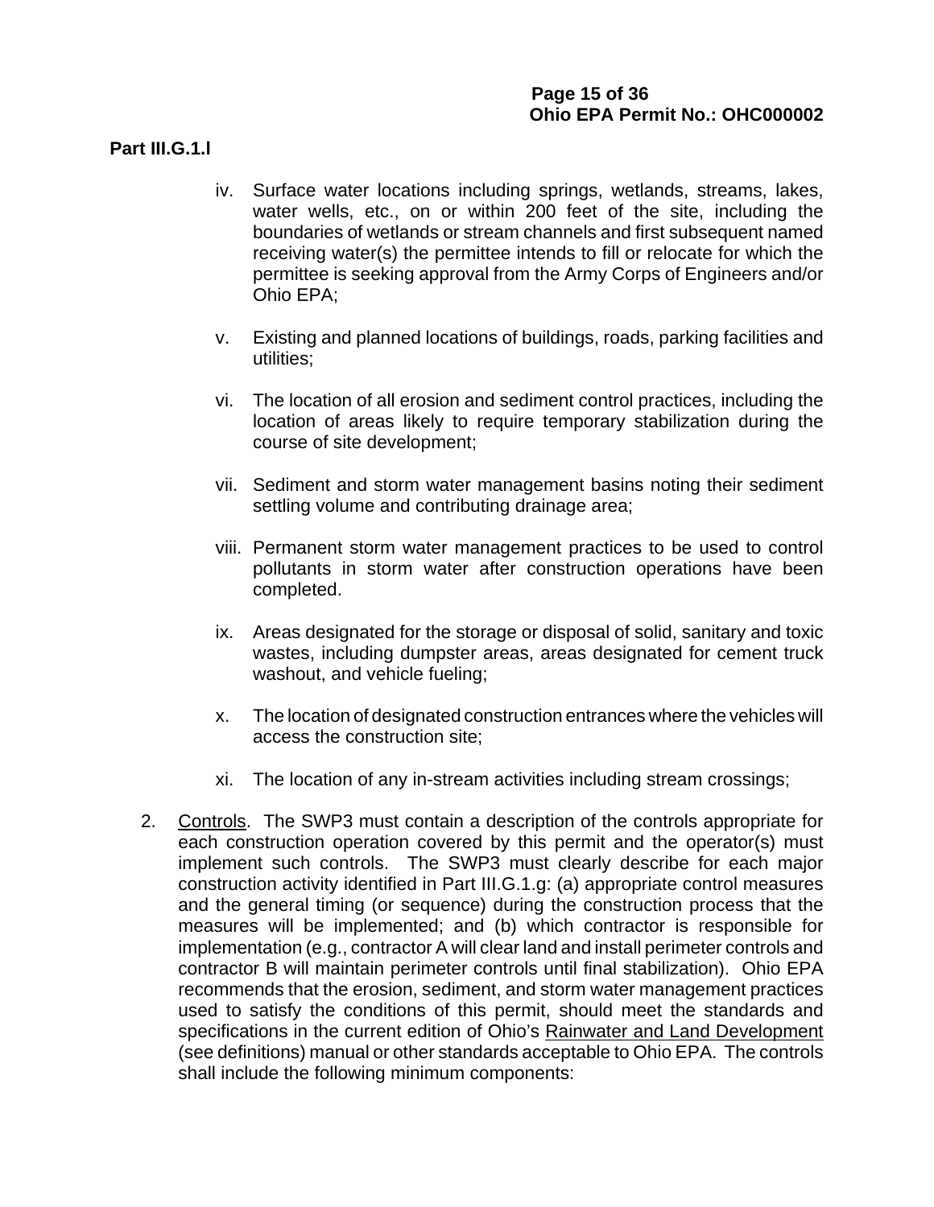**Part III.G.1.l**

iv. Surface water locations including springs, wetlands, streams, lakes, water wells, etc., on or within 200 feet of the site, including the boundaries of wetlands or stream channels and first subsequent named receiving water(s) the permittee intends to fill or relocate for which the permittee is seeking approval from the Army Corps of Engineers and/or Ohio EPA;

v. Existing and planned locations of buildings, roads, parking facilities and utilities;

vi. The location of all erosion and sediment control practices, including the location of areas likely to require temporary stabilization during the course of site development;

vii. Sediment and storm water management basins noting their sediment settling volume and contributing drainage area;

viii. Permanent storm water management practices to be used to control pollutants in storm water after construction operations have been completed.

ix. Areas designated for the storage or disposal of solid, sanitary and toxic wastes, including dumpster areas, areas designated for cement truck washout, and vehicle fueling;

x. The location of designated construction entrances where the vehicles will access the construction site;

xi. The location of any in-stream activities including stream crossings;

2. <u>Controls</u>. The SWP3 must contain a description of the controls appropriate for each construction operation covered by this permit and the operator(s) must implement such controls. The SWP3 must clearly describe for each major construction activity identified in Part III.G.1.g: (a) appropriate control measures and the general timing (or sequence) during the construction process that the measures will be implemented; and (b) which contractor is responsible for implementation (e.g., contractor A will clear land and install perimeter controls and contractor B will maintain perimeter controls until final stabilization). Ohio EPA recommends that the erosion, sediment, and storm water management practices used to satisfy the conditions of this permit, should meet the standards and specifications in the current edition of Ohio's <u>Rainwater and Land Development</u> (see definitions) manual or other standards acceptable to Ohio EPA. The controls shall include the following minimum components: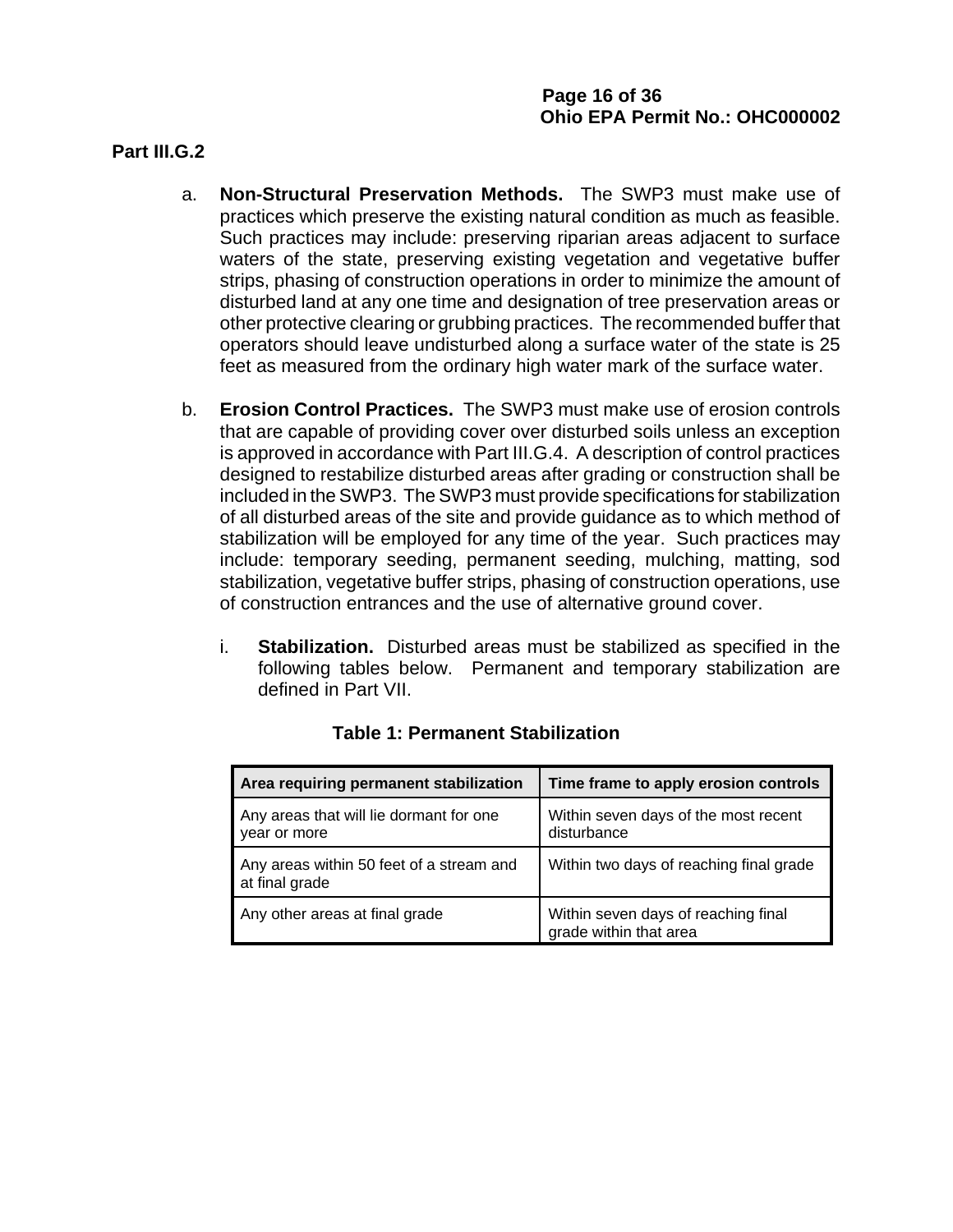**Part III.G.2**

a. **Non-Structural Preservation Methods.** The SWP3 must make use of practices which preserve the existing natural condition as much as feasible. Such practices may include: preserving riparian areas adjacent to surface waters of the state, preserving existing vegetation and vegetative buffer strips, phasing of construction operations in order to minimize the amount of disturbed land at any one time and designation of tree preservation areas or other protective clearing or grubbing practices. The recommended buffer that operators should leave undisturbed along a surface water of the state is 25 feet as measured from the ordinary high water mark of the surface water.

b. **Erosion Control Practices.** The SWP3 must make use of erosion controls that are capable of providing cover over disturbed soils unless an exception is approved in accordance with Part III.G.4. A description of control practices designed to restabilize disturbed areas after grading or construction shall be included in the SWP3. The SWP3 must provide specifications for stabilization of all disturbed areas of the site and provide guidance as to which method of stabilization will be employed for any time of the year. Such practices may include: temporary seeding, permanent seeding, mulching, matting, sod stabilization, vegetative buffer strips, phasing of construction operations, use of construction entrances and the use of alternative ground cover.

   i. **Stabilization.** Disturbed areas must be stabilized as specified in the following tables below. Permanent and temporary stabilization are defined in Part VII.

**Table 1: Permanent Stabilization**

| Area requiring permanent stabilization | Time frame to apply erosion controls |
|---|---|
| Any areas that will lie dormant for one year or more | Within seven days of the most recent disturbance |
| Any areas within 50 feet of a stream and at final grade | Within two days of reaching final grade |
| Any other areas at final grade | Within seven days of reaching final grade within that area |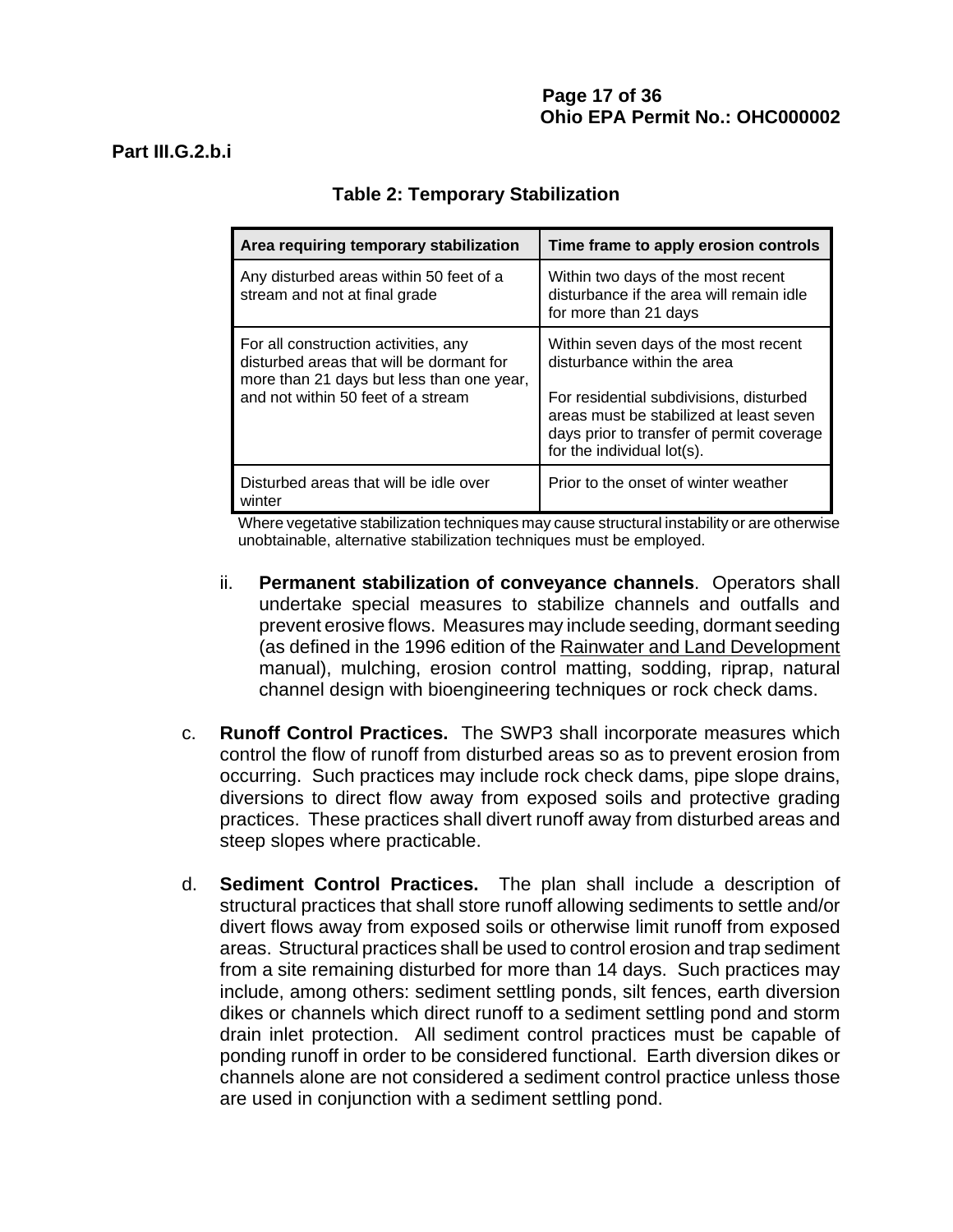**Part III.G.2.b.i**

### Table 2: Temporary Stabilization

| Area requiring temporary stabilization | Time frame to apply erosion controls |
|---|---|
| Any disturbed areas within 50 feet of a stream and not at final grade | Within two days of the most recent disturbance if the area will remain idle for more than 21 days |
| For all construction activities, any disturbed areas that will be dormant for more than 21 days but less than one year, and not within 50 feet of a stream | Within seven days of the most recent disturbance within the area<br><br>For residential subdivisions, disturbed areas must be stabilized at least seven days prior to transfer of permit coverage for the individual lot(s). |
| Disturbed areas that will be idle over winter | Prior to the onset of winter weather |

Where vegetative stabilization techniques may cause structural instability or are otherwise unobtainable, alternative stabilization techniques must be employed.

ii. **Permanent stabilization of conveyance channels**. Operators shall undertake special measures to stabilize channels and outfalls and prevent erosive flows. Measures may include seeding, dormant seeding (as defined in the 1996 edition of the Rainwater and Land Development manual), mulching, erosion control matting, sodding, riprap, natural channel design with bioengineering techniques or rock check dams.

c. **Runoff Control Practices.** The SWP3 shall incorporate measures which control the flow of runoff from disturbed areas so as to prevent erosion from occurring. Such practices may include rock check dams, pipe slope drains, diversions to direct flow away from exposed soils and protective grading practices. These practices shall divert runoff away from disturbed areas and steep slopes where practicable.

d. **Sediment Control Practices.** The plan shall include a description of structural practices that shall store runoff allowing sediments to settle and/or divert flows away from exposed soils or otherwise limit runoff from exposed areas. Structural practices shall be used to control erosion and trap sediment from a site remaining disturbed for more than 14 days. Such practices may include, among others: sediment settling ponds, silt fences, earth diversion dikes or channels which direct runoff to a sediment settling pond and storm drain inlet protection. All sediment control practices must be capable of ponding runoff in order to be considered functional. Earth diversion dikes or channels alone are not considered a sediment control practice unless those are used in conjunction with a sediment settling pond.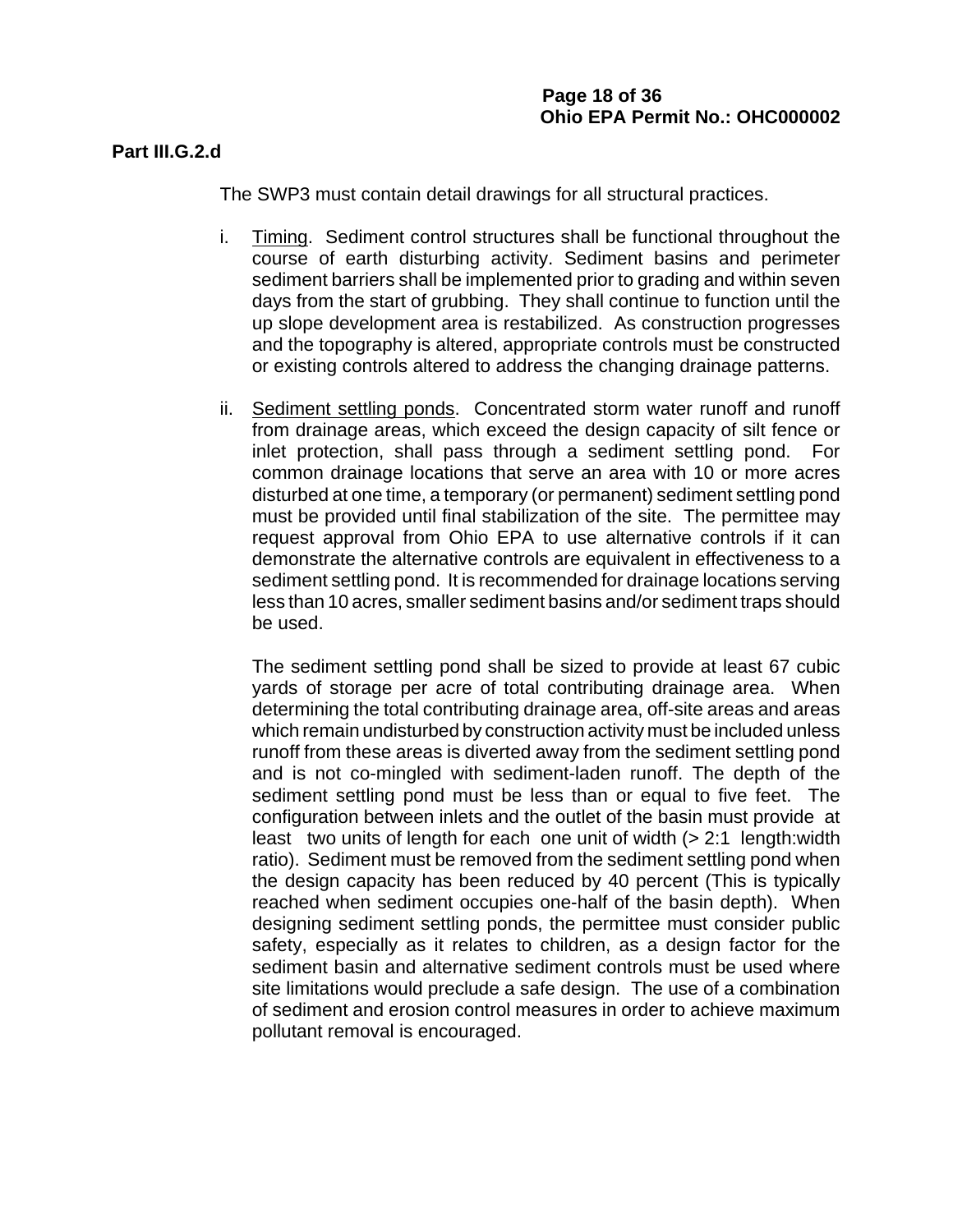**Part III.G.2.d**

The SWP3 must contain detail drawings for all structural practices.

i. Timing. Sediment control structures shall be functional throughout the course of earth disturbing activity. Sediment basins and perimeter sediment barriers shall be implemented prior to grading and within seven days from the start of grubbing. They shall continue to function until the up slope development area is restabilized. As construction progresses and the topography is altered, appropriate controls must be constructed or existing controls altered to address the changing drainage patterns.

ii. Sediment settling ponds. Concentrated storm water runoff and runoff from drainage areas, which exceed the design capacity of silt fence or inlet protection, shall pass through a sediment settling pond. For common drainage locations that serve an area with 10 or more acres disturbed at one time, a temporary (or permanent) sediment settling pond must be provided until final stabilization of the site. The permittee may request approval from Ohio EPA to use alternative controls if it can demonstrate the alternative controls are equivalent in effectiveness to a sediment settling pond. It is recommended for drainage locations serving less than 10 acres, smaller sediment basins and/or sediment traps should be used.

   The sediment settling pond shall be sized to provide at least 67 cubic yards of storage per acre of total contributing drainage area. When determining the total contributing drainage area, off-site areas and areas which remain undisturbed by construction activity must be included unless runoff from these areas is diverted away from the sediment settling pond and is not co-mingled with sediment-laden runoff. The depth of the sediment settling pond must be less than or equal to five feet. The configuration between inlets and the outlet of the basin must provide at least two units of length for each one unit of width (> 2:1 length:width ratio). Sediment must be removed from the sediment settling pond when the design capacity has been reduced by 40 percent (This is typically reached when sediment occupies one-half of the basin depth). When designing sediment settling ponds, the permittee must consider public safety, especially as it relates to children, as a design factor for the sediment basin and alternative sediment controls must be used where site limitations would preclude a safe design. The use of a combination of sediment and erosion control measures in order to achieve maximum pollutant removal is encouraged.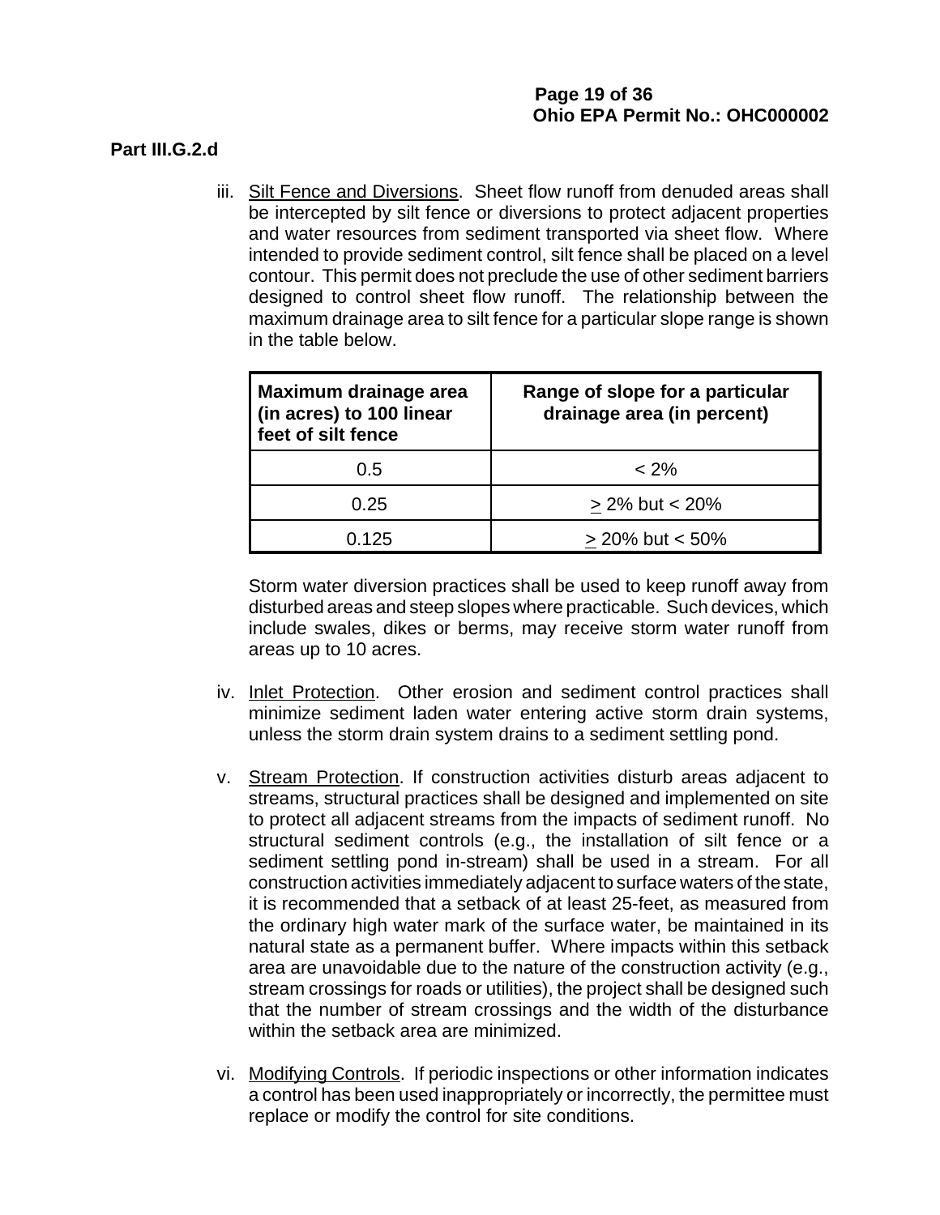**Part III.G.2.d**

iii. Silt Fence and Diversions. Sheet flow runoff from denuded areas shall be intercepted by silt fence or diversions to protect adjacent properties and water resources from sediment transported via sheet flow. Where intended to provide sediment control, silt fence shall be placed on a level contour. This permit does not preclude the use of other sediment barriers designed to control sheet flow runoff. The relationship between the maximum drainage area to silt fence for a particular slope range is shown in the table below.

| Maximum drainage area (in acres) to 100 linear feet of silt fence | Range of slope for a particular drainage area (in percent) |
|---|---|
| 0.5 | < 2% |
| 0.25 | $\geq$ 2% but < 20% |
| 0.125 | $\geq$ 20% but < 50% |

Storm water diversion practices shall be used to keep runoff away from disturbed areas and steep slopes where practicable. Such devices, which include swales, dikes or berms, may receive storm water runoff from areas up to 10 acres.

iv. Inlet Protection. Other erosion and sediment control practices shall minimize sediment laden water entering active storm drain systems, unless the storm drain system drains to a sediment settling pond.

v. Stream Protection. If construction activities disturb areas adjacent to streams, structural practices shall be designed and implemented on site to protect all adjacent streams from the impacts of sediment runoff. No structural sediment controls (e.g., the installation of silt fence or a sediment settling pond in-stream) shall be used in a stream. For all construction activities immediately adjacent to surface waters of the state, it is recommended that a setback of at least 25-feet, as measured from the ordinary high water mark of the surface water, be maintained in its natural state as a permanent buffer. Where impacts within this setback area are unavoidable due to the nature of the construction activity (e.g., stream crossings for roads or utilities), the project shall be designed such that the number of stream crossings and the width of the disturbance within the setback area are minimized.

vi. Modifying Controls. If periodic inspections or other information indicates a control has been used inappropriately or incorrectly, the permittee must replace or modify the control for site conditions.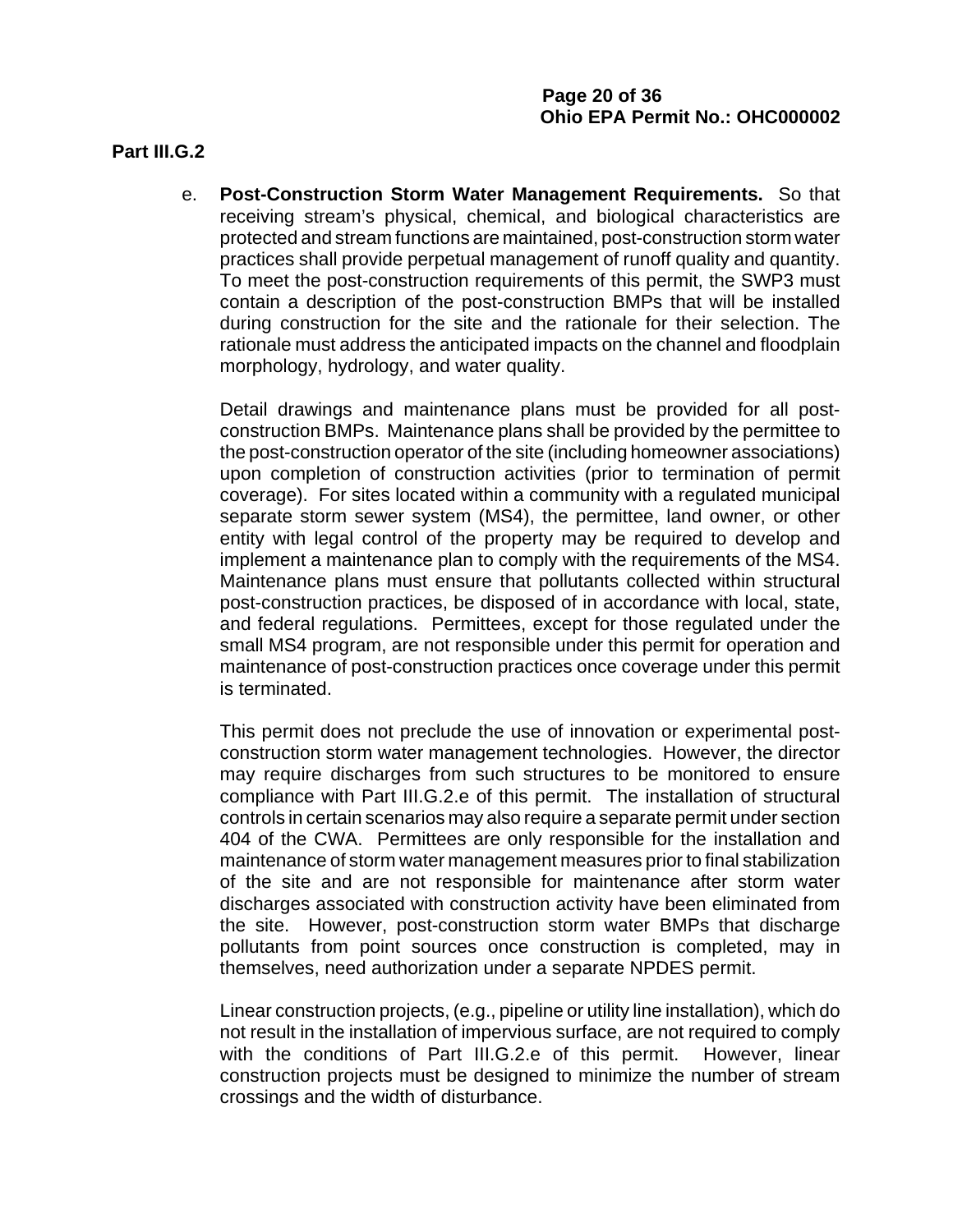**Part III.G.2**

e. **Post-Construction Storm Water Management Requirements.** So that receiving stream's physical, chemical, and biological characteristics are protected and stream functions are maintained, post-construction storm water practices shall provide perpetual management of runoff quality and quantity. To meet the post-construction requirements of this permit, the SWP3 must contain a description of the post-construction BMPs that will be installed during construction for the site and the rationale for their selection. The rationale must address the anticipated impacts on the channel and floodplain morphology, hydrology, and water quality.

Detail drawings and maintenance plans must be provided for all post-construction BMPs. Maintenance plans shall be provided by the permittee to the post-construction operator of the site (including homeowner associations) upon completion of construction activities (prior to termination of permit coverage). For sites located within a community with a regulated municipal separate storm sewer system (MS4), the permittee, land owner, or other entity with legal control of the property may be required to develop and implement a maintenance plan to comply with the requirements of the MS4. Maintenance plans must ensure that pollutants collected within structural post-construction practices, be disposed of in accordance with local, state, and federal regulations. Permittees, except for those regulated under the small MS4 program, are not responsible under this permit for operation and maintenance of post-construction practices once coverage under this permit is terminated.

This permit does not preclude the use of innovation or experimental post-construction storm water management technologies. However, the director may require discharges from such structures to be monitored to ensure compliance with Part III.G.2.e of this permit. The installation of structural controls in certain scenarios may also require a separate permit under section 404 of the CWA. Permittees are only responsible for the installation and maintenance of storm water management measures prior to final stabilization of the site and are not responsible for maintenance after storm water discharges associated with construction activity have been eliminated from the site. However, post-construction storm water BMPs that discharge pollutants from point sources once construction is completed, may in themselves, need authorization under a separate NPDES permit.

Linear construction projects, (e.g., pipeline or utility line installation), which do not result in the installation of impervious surface, are not required to comply with the conditions of Part III.G.2.e of this permit. However, linear construction projects must be designed to minimize the number of stream crossings and the width of disturbance.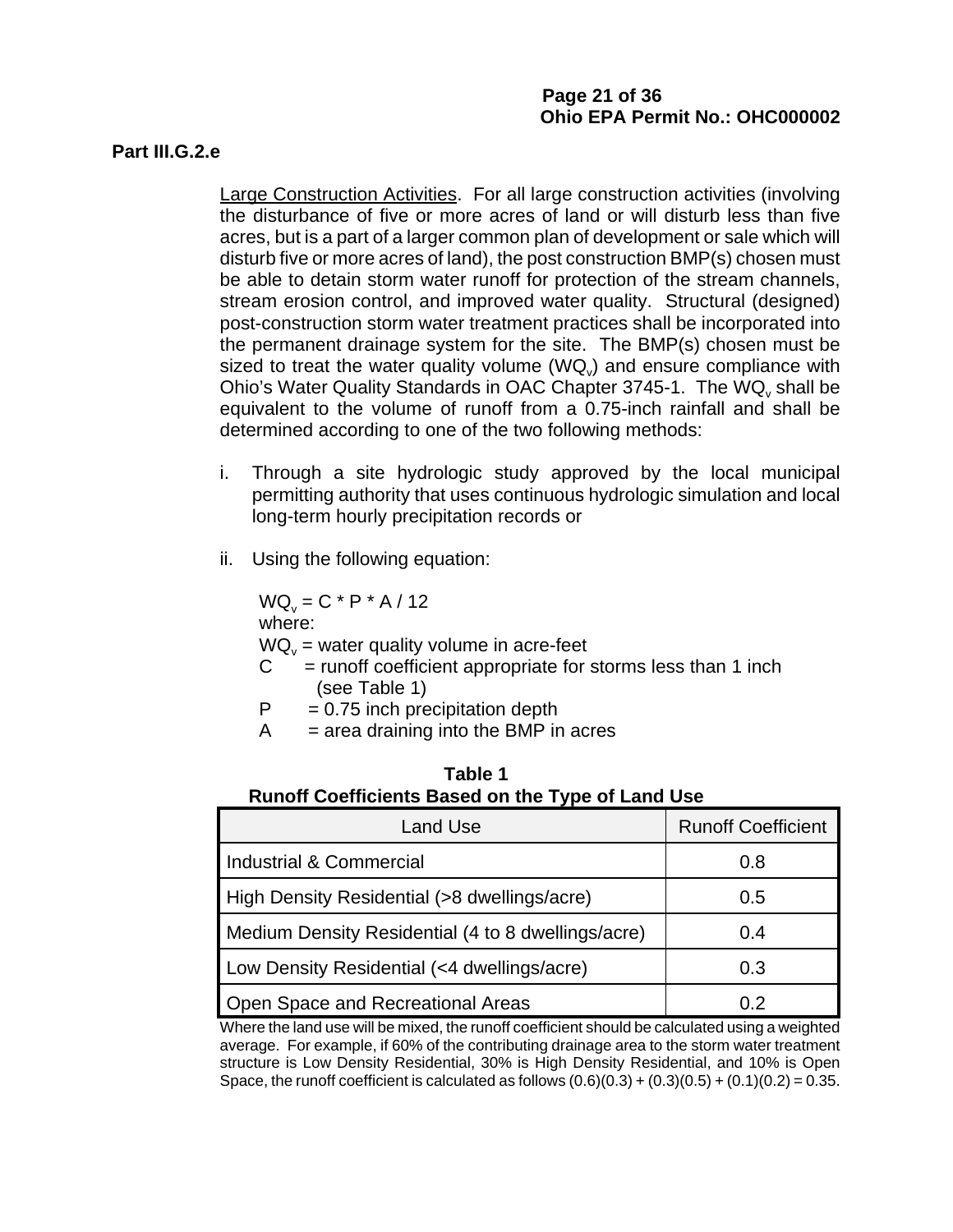**Part III.G.2.e**

Large Construction Activities. For all large construction activities (involving the disturbance of five or more acres of land or will disturb less than five acres, but is a part of a larger common plan of development or sale which will disturb five or more acres of land), the post construction BMP(s) chosen must be able to detain storm water runoff for protection of the stream channels, stream erosion control, and improved water quality. Structural (designed) post-construction storm water treatment practices shall be incorporated into the permanent drainage system for the site. The BMP(s) chosen must be sized to treat the water quality volume ($WQ_v$) and ensure compliance with Ohio's Water Quality Standards in OAC Chapter 3745-1. The $WQ_v$ shall be equivalent to the volume of runoff from a 0.75-inch rainfall and shall be determined according to one of the two following methods:

i. Through a site hydrologic study approved by the local municipal permitting authority that uses continuous hydrologic simulation and local long-term hourly precipitation records or

ii. Using the following equation:

$$WQ_v = C * P * A / 12$$

where:

$WQ_v$ = water quality volume in acre-feet

$C$ = runoff coefficient appropriate for storms less than 1 inch (see Table 1)

$P$ = 0.75 inch precipitation depth

$A$ = area draining into the BMP in acres

**Table 1**
**Runoff Coefficients Based on the Type of Land Use**

| Land Use | Runoff Coefficient |
|---|---|
| Industrial & Commercial | 0.8 |
| High Density Residential (>8 dwellings/acre) | 0.5 |
| Medium Density Residential (4 to 8 dwellings/acre) | 0.4 |
| Low Density Residential (<4 dwellings/acre) | 0.3 |
| Open Space and Recreational Areas | 0.2 |

Where the land use will be mixed, the runoff coefficient should be calculated using a weighted average. For example, if 60% of the contributing drainage area to the storm water treatment structure is Low Density Residential, 30% is High Density Residential, and 10% is Open Space, the runoff coefficient is calculated as follows $(0.6)(0.3) + (0.3)(0.5) + (0.1)(0.2) = 0.35$.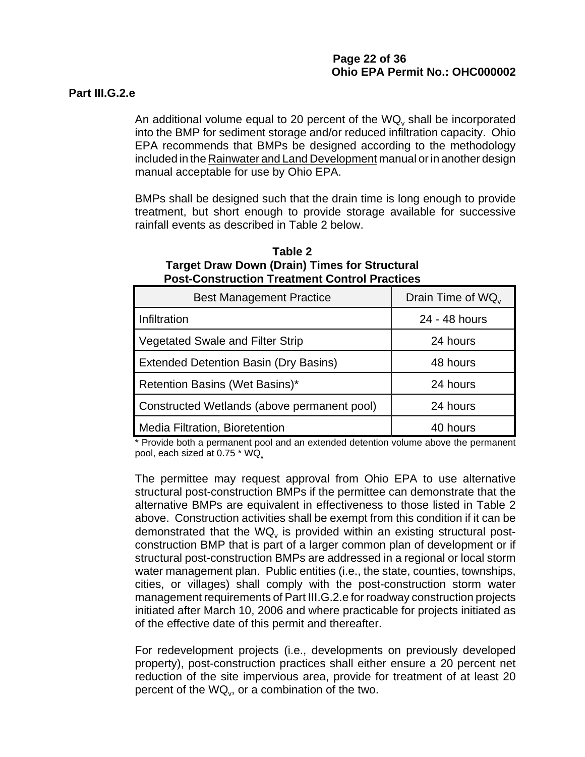**Part III.G.2.e**

An additional volume equal to 20 percent of the $WQ_v$ shall be incorporated into the BMP for sediment storage and/or reduced infiltration capacity. Ohio EPA recommends that BMPs be designed according to the methodology included in the Rainwater and Land Development manual or in another design manual acceptable for use by Ohio EPA.

BMPs shall be designed such that the drain time is long enough to provide treatment, but short enough to provide storage available for successive rainfall events as described in Table 2 below.

**Table 2**
**Target Draw Down (Drain) Times for Structural Post-Construction Treatment Control Practices**

| Best Management Practice | Drain Time of $WQ_v$ |
|---|---|
| Infiltration | 24 - 48 hours |
| Vegetated Swale and Filter Strip | 24 hours |
| Extended Detention Basin (Dry Basins) | 48 hours |
| Retention Basins (Wet Basins)* | 24 hours |
| Constructed Wetlands (above permanent pool) | 24 hours |
| Media Filtration, Bioretention | 40 hours |

* Provide both a permanent pool and an extended detention volume above the permanent pool, each sized at 0.75 * $WQ_v$

The permittee may request approval from Ohio EPA to use alternative structural post-construction BMPs if the permittee can demonstrate that the alternative BMPs are equivalent in effectiveness to those listed in Table 2 above. Construction activities shall be exempt from this condition if it can be demonstrated that the $WQ_v$ is provided within an existing structural post-construction BMP that is part of a larger common plan of development or if structural post-construction BMPs are addressed in a regional or local storm water management plan. Public entities (i.e., the state, counties, townships, cities, or villages) shall comply with the post-construction storm water management requirements of Part III.G.2.e for roadway construction projects initiated after March 10, 2006 and where practicable for projects initiated as of the effective date of this permit and thereafter.

For redevelopment projects (i.e., developments on previously developed property), post-construction practices shall either ensure a 20 percent net reduction of the site impervious area, provide for treatment of at least 20 percent of the $WQ_v$, or a combination of the two.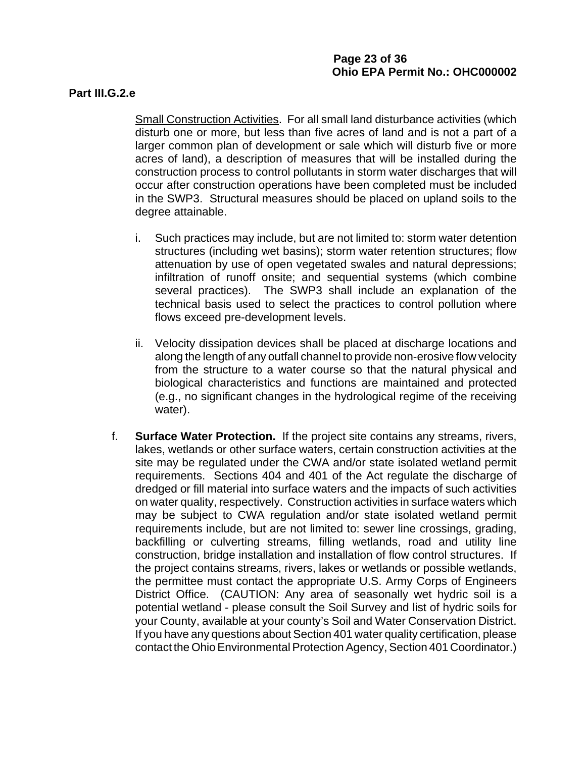**Part III.G.2.e**

Small Construction Activities. For all small land disturbance activities (which disturb one or more, but less than five acres of land and is not a part of a larger common plan of development or sale which will disturb five or more acres of land), a description of measures that will be installed during the construction process to control pollutants in storm water discharges that will occur after construction operations have been completed must be included in the SWP3. Structural measures should be placed on upland soils to the degree attainable.

i. Such practices may include, but are not limited to: storm water detention structures (including wet basins); storm water retention structures; flow attenuation by use of open vegetated swales and natural depressions; infiltration of runoff onsite; and sequential systems (which combine several practices). The SWP3 shall include an explanation of the technical basis used to select the practices to control pollution where flows exceed pre-development levels.

ii. Velocity dissipation devices shall be placed at discharge locations and along the length of any outfall channel to provide non-erosive flow velocity from the structure to a water course so that the natural physical and biological characteristics and functions are maintained and protected (e.g., no significant changes in the hydrological regime of the receiving water).

f. **Surface Water Protection.** If the project site contains any streams, rivers, lakes, wetlands or other surface waters, certain construction activities at the site may be regulated under the CWA and/or state isolated wetland permit requirements. Sections 404 and 401 of the Act regulate the discharge of dredged or fill material into surface waters and the impacts of such activities on water quality, respectively. Construction activities in surface waters which may be subject to CWA regulation and/or state isolated wetland permit requirements include, but are not limited to: sewer line crossings, grading, backfilling or culverting streams, filling wetlands, road and utility line construction, bridge installation and installation of flow control structures. If the project contains streams, rivers, lakes or wetlands or possible wetlands, the permittee must contact the appropriate U.S. Army Corps of Engineers District Office. (CAUTION: Any area of seasonally wet hydric soil is a potential wetland - please consult the Soil Survey and list of hydric soils for your County, available at your county's Soil and Water Conservation District. If you have any questions about Section 401 water quality certification, please contact the Ohio Environmental Protection Agency, Section 401 Coordinator.)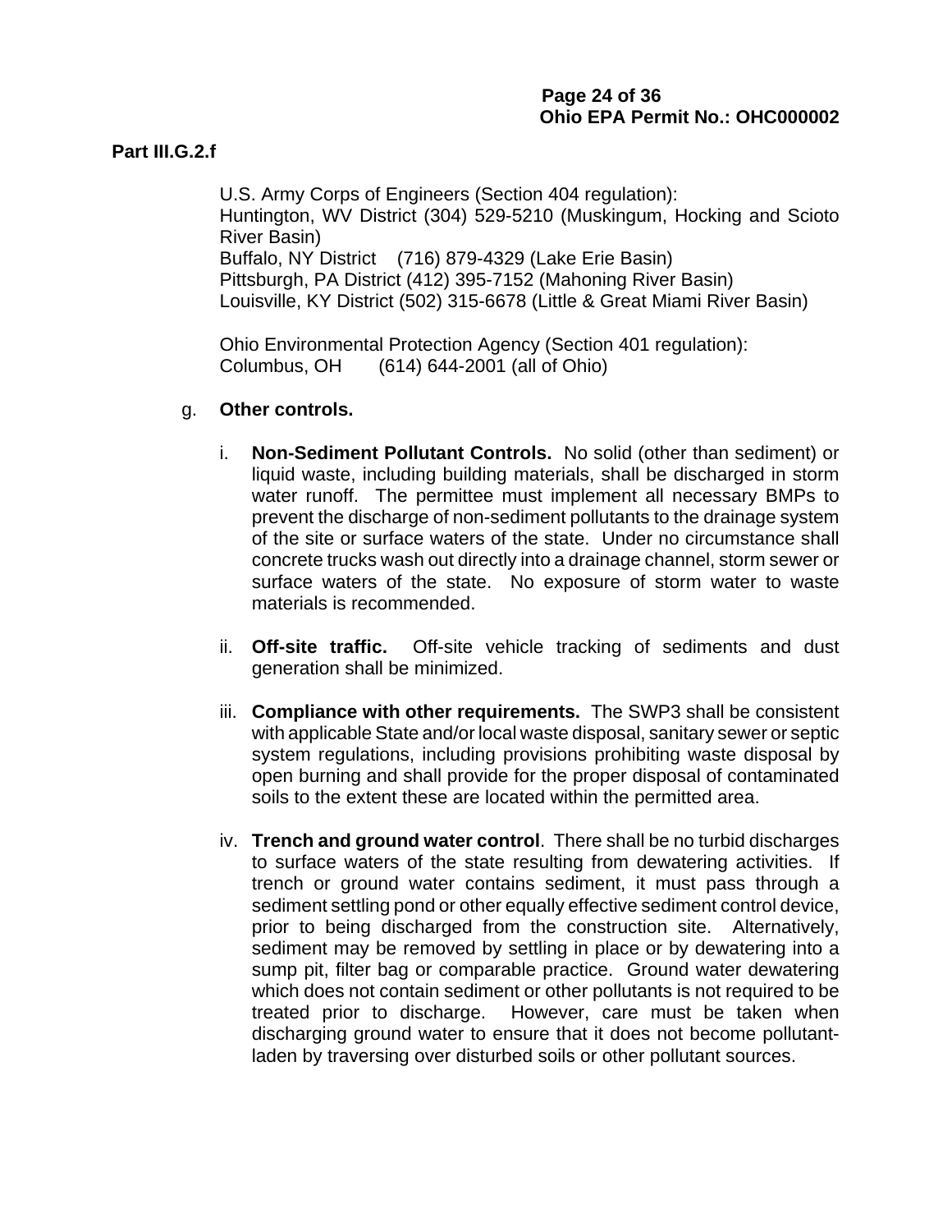**Part III.G.2.f**

U.S. Army Corps of Engineers (Section 404 regulation):
Huntington, WV District (304) 529-5210 (Muskingum, Hocking and Scioto River Basin)
Buffalo, NY District (716) 879-4329 (Lake Erie Basin)
Pittsburgh, PA District (412) 395-7152 (Mahoning River Basin)
Louisville, KY District (502) 315-6678 (Little & Great Miami River Basin)

Ohio Environmental Protection Agency (Section 401 regulation):
Columbus, OH (614) 644-2001 (all of Ohio)

g. **Other controls.**

i. **Non-Sediment Pollutant Controls.** No solid (other than sediment) or liquid waste, including building materials, shall be discharged in storm water runoff. The permittee must implement all necessary BMPs to prevent the discharge of non-sediment pollutants to the drainage system of the site or surface waters of the state. Under no circumstance shall concrete trucks wash out directly into a drainage channel, storm sewer or surface waters of the state. No exposure of storm water to waste materials is recommended.

ii. **Off-site traffic.** Off-site vehicle tracking of sediments and dust generation shall be minimized.

iii. **Compliance with other requirements.** The SWP3 shall be consistent with applicable State and/or local waste disposal, sanitary sewer or septic system regulations, including provisions prohibiting waste disposal by open burning and shall provide for the proper disposal of contaminated soils to the extent these are located within the permitted area.

iv. **Trench and ground water control**. There shall be no turbid discharges to surface waters of the state resulting from dewatering activities. If trench or ground water contains sediment, it must pass through a sediment settling pond or other equally effective sediment control device, prior to being discharged from the construction site. Alternatively, sediment may be removed by settling in place or by dewatering into a sump pit, filter bag or comparable practice. Ground water dewatering which does not contain sediment or other pollutants is not required to be treated prior to discharge. However, care must be taken when discharging ground water to ensure that it does not become pollutant-laden by traversing over disturbed soils or other pollutant sources.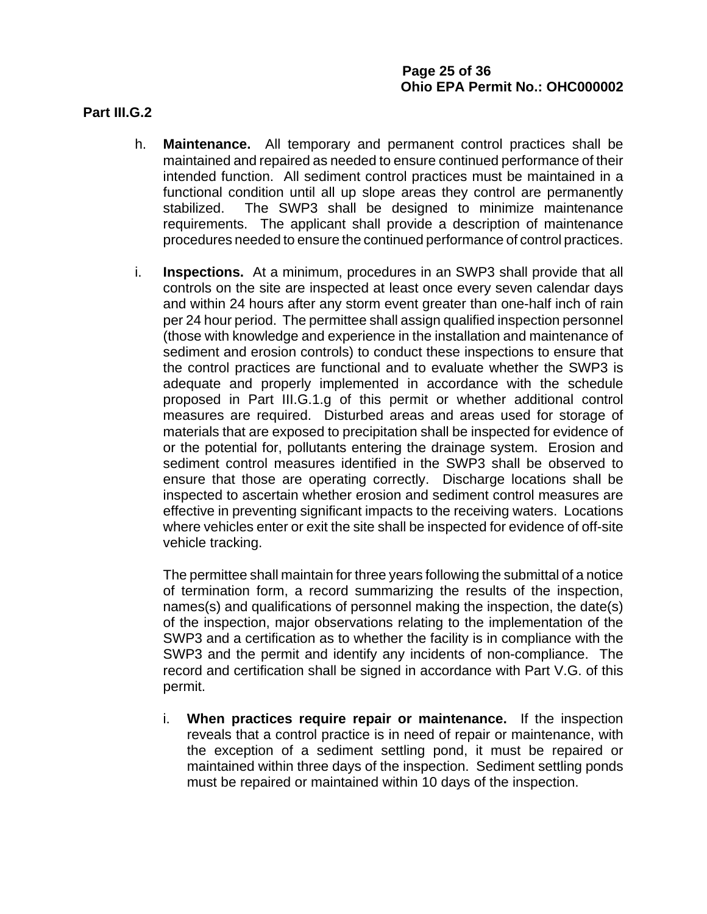**Part III.G.2**

h. **Maintenance.** All temporary and permanent control practices shall be maintained and repaired as needed to ensure continued performance of their intended function. All sediment control practices must be maintained in a functional condition until all up slope areas they control are permanently stabilized. The SWP3 shall be designed to minimize maintenance requirements. The applicant shall provide a description of maintenance procedures needed to ensure the continued performance of control practices.

i. **Inspections.** At a minimum, procedures in an SWP3 shall provide that all controls on the site are inspected at least once every seven calendar days and within 24 hours after any storm event greater than one-half inch of rain per 24 hour period. The permittee shall assign qualified inspection personnel (those with knowledge and experience in the installation and maintenance of sediment and erosion controls) to conduct these inspections to ensure that the control practices are functional and to evaluate whether the SWP3 is adequate and properly implemented in accordance with the schedule proposed in Part III.G.1.g of this permit or whether additional control measures are required. Disturbed areas and areas used for storage of materials that are exposed to precipitation shall be inspected for evidence of or the potential for, pollutants entering the drainage system. Erosion and sediment control measures identified in the SWP3 shall be observed to ensure that those are operating correctly. Discharge locations shall be inspected to ascertain whether erosion and sediment control measures are effective in preventing significant impacts to the receiving waters. Locations where vehicles enter or exit the site shall be inspected for evidence of off-site vehicle tracking.

   The permittee shall maintain for three years following the submittal of a notice of termination form, a record summarizing the results of the inspection, names(s) and qualifications of personnel making the inspection, the date(s) of the inspection, major observations relating to the implementation of the SWP3 and a certification as to whether the facility is in compliance with the SWP3 and the permit and identify any incidents of non-compliance. The record and certification shall be signed in accordance with Part V.G. of this permit.

   i. **When practices require repair or maintenance.** If the inspection reveals that a control practice is in need of repair or maintenance, with the exception of a sediment settling pond, it must be repaired or maintained within three days of the inspection. Sediment settling ponds must be repaired or maintained within 10 days of the inspection.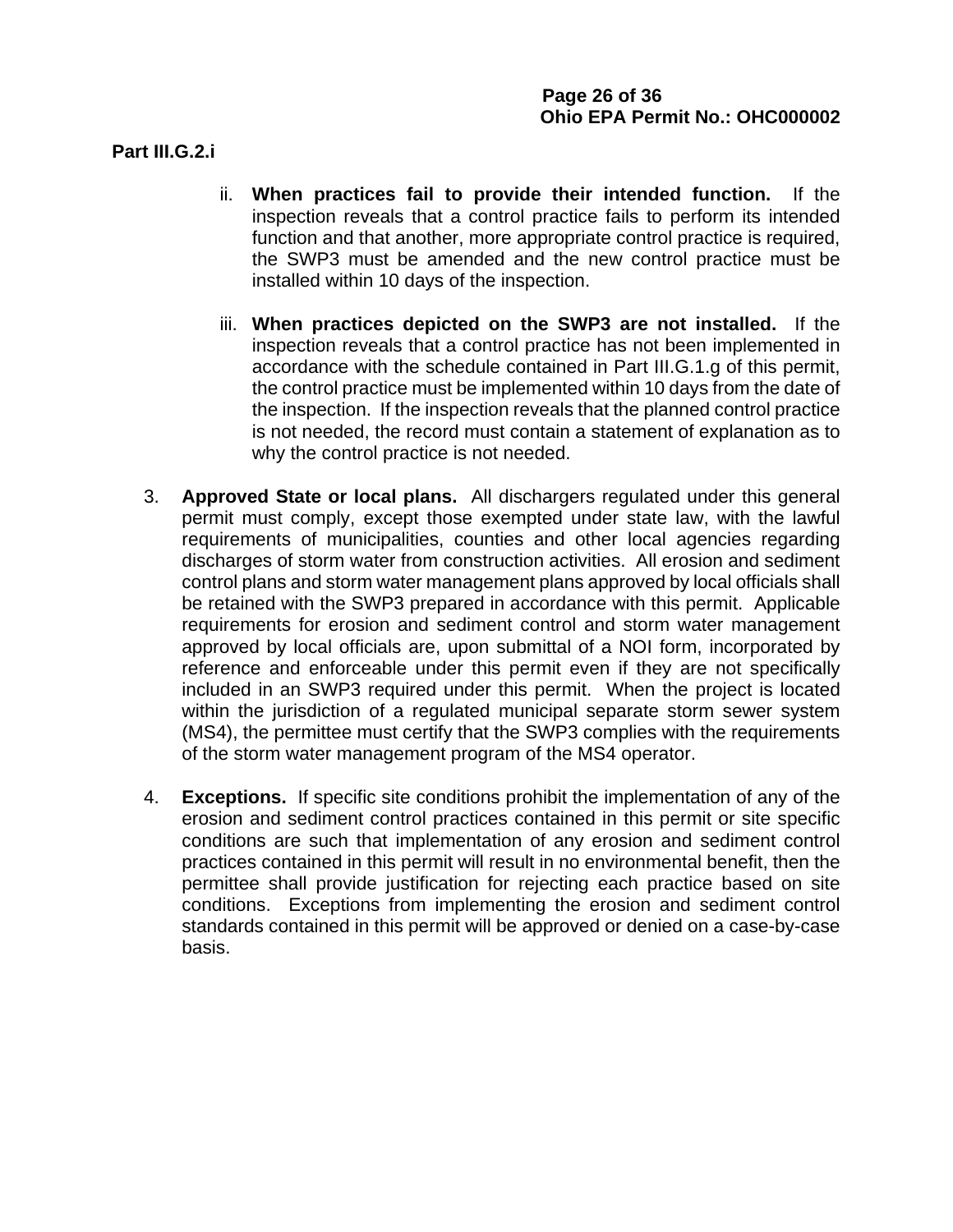**Part III.G.2.i**

ii. **When practices fail to provide their intended function.** If the inspection reveals that a control practice fails to perform its intended function and that another, more appropriate control practice is required, the SWP3 must be amended and the new control practice must be installed within 10 days of the inspection.

iii. **When practices depicted on the SWP3 are not installed.** If the inspection reveals that a control practice has not been implemented in accordance with the schedule contained in Part III.G.1.g of this permit, the control practice must be implemented within 10 days from the date of the inspection. If the inspection reveals that the planned control practice is not needed, the record must contain a statement of explanation as to why the control practice is not needed.

3. **Approved State or local plans.** All dischargers regulated under this general permit must comply, except those exempted under state law, with the lawful requirements of municipalities, counties and other local agencies regarding discharges of storm water from construction activities. All erosion and sediment control plans and storm water management plans approved by local officials shall be retained with the SWP3 prepared in accordance with this permit. Applicable requirements for erosion and sediment control and storm water management approved by local officials are, upon submittal of a NOI form, incorporated by reference and enforceable under this permit even if they are not specifically included in an SWP3 required under this permit. When the project is located within the jurisdiction of a regulated municipal separate storm sewer system (MS4), the permittee must certify that the SWP3 complies with the requirements of the storm water management program of the MS4 operator.

4. **Exceptions.** If specific site conditions prohibit the implementation of any of the erosion and sediment control practices contained in this permit or site specific conditions are such that implementation of any erosion and sediment control practices contained in this permit will result in no environmental benefit, then the permittee shall provide justification for rejecting each practice based on site conditions. Exceptions from implementing the erosion and sediment control standards contained in this permit will be approved or denied on a case-by-case basis.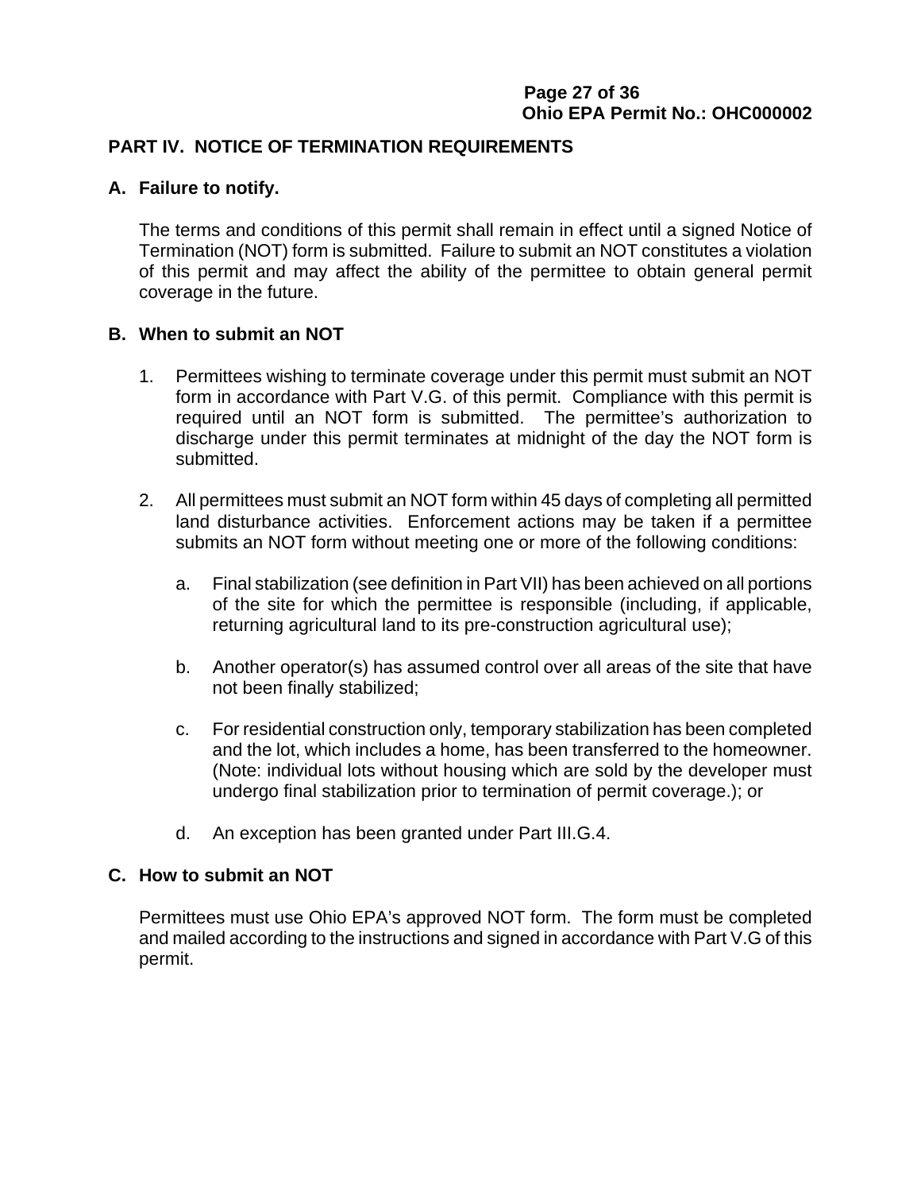## PART IV. NOTICE OF TERMINATION REQUIREMENTS

### A. Failure to notify.

The terms and conditions of this permit shall remain in effect until a signed Notice of Termination (NOT) form is submitted. Failure to submit an NOT constitutes a violation of this permit and may affect the ability of the permittee to obtain general permit coverage in the future.

### B. When to submit an NOT

1. Permittees wishing to terminate coverage under this permit must submit an NOT form in accordance with Part V.G. of this permit. Compliance with this permit is required until an NOT form is submitted. The permittee's authorization to discharge under this permit terminates at midnight of the day the NOT form is submitted.

2. All permittees must submit an NOT form within 45 days of completing all permitted land disturbance activities. Enforcement actions may be taken if a permittee submits an NOT form without meeting one or more of the following conditions:

   a. Final stabilization (see definition in Part VII) has been achieved on all portions of the site for which the permittee is responsible (including, if applicable, returning agricultural land to its pre-construction agricultural use);

   b. Another operator(s) has assumed control over all areas of the site that have not been finally stabilized;

   c. For residential construction only, temporary stabilization has been completed and the lot, which includes a home, has been transferred to the homeowner. (Note: individual lots without housing which are sold by the developer must undergo final stabilization prior to termination of permit coverage.); or

   d. An exception has been granted under Part III.G.4.

### C. How to submit an NOT

Permittees must use Ohio EPA's approved NOT form. The form must be completed and mailed according to the instructions and signed in accordance with Part V.G of this permit.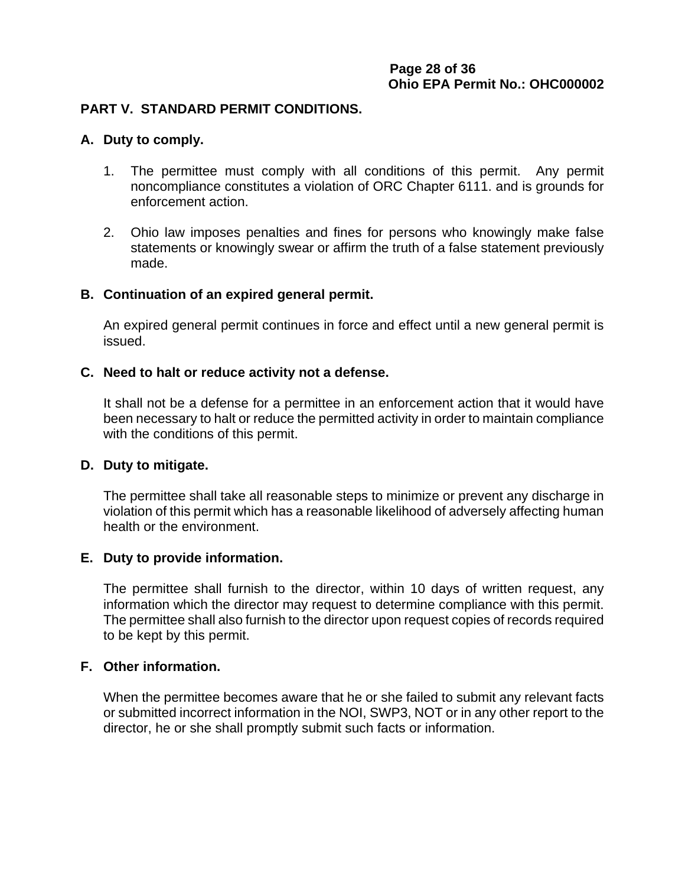## PART V. STANDARD PERMIT CONDITIONS.

### A. Duty to comply.

1. The permittee must comply with all conditions of this permit. Any permit noncompliance constitutes a violation of ORC Chapter 6111. and is grounds for enforcement action.

2. Ohio law imposes penalties and fines for persons who knowingly make false statements or knowingly swear or affirm the truth of a false statement previously made.

### B. Continuation of an expired general permit.

An expired general permit continues in force and effect until a new general permit is issued.

### C. Need to halt or reduce activity not a defense.

It shall not be a defense for a permittee in an enforcement action that it would have been necessary to halt or reduce the permitted activity in order to maintain compliance with the conditions of this permit.

### D. Duty to mitigate.

The permittee shall take all reasonable steps to minimize or prevent any discharge in violation of this permit which has a reasonable likelihood of adversely affecting human health or the environment.

### E. Duty to provide information.

The permittee shall furnish to the director, within 10 days of written request, any information which the director may request to determine compliance with this permit. The permittee shall also furnish to the director upon request copies of records required to be kept by this permit.

### F. Other information.

When the permittee becomes aware that he or she failed to submit any relevant facts or submitted incorrect information in the NOI, SWP3, NOT or in any other report to the director, he or she shall promptly submit such facts or information.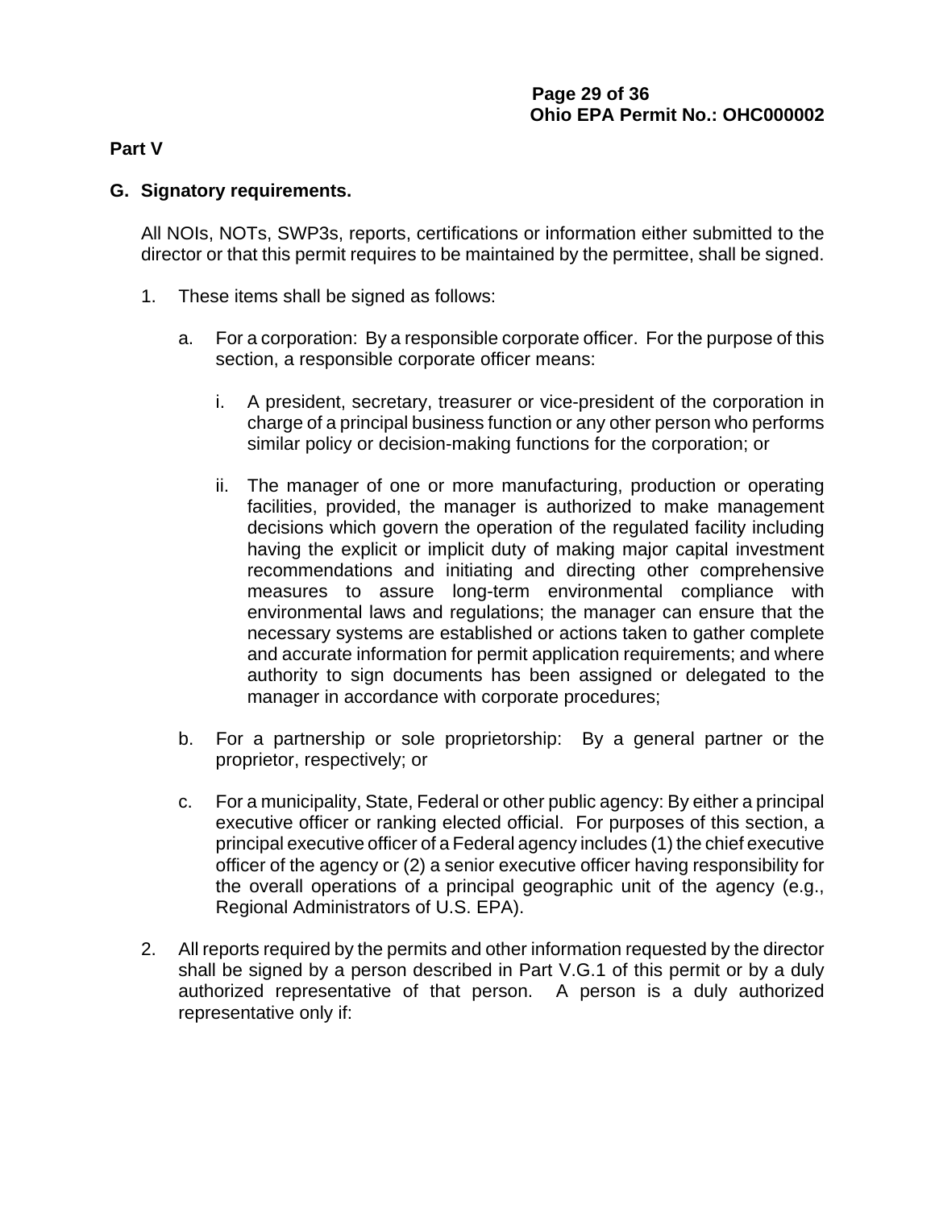**Part V**

## G. Signatory requirements.

All NOIs, NOTs, SWP3s, reports, certifications or information either submitted to the director or that this permit requires to be maintained by the permittee, shall be signed.

1. These items shall be signed as follows:

   a. For a corporation: By a responsible corporate officer. For the purpose of this section, a responsible corporate officer means:

      i. A president, secretary, treasurer or vice-president of the corporation in charge of a principal business function or any other person who performs similar policy or decision-making functions for the corporation; or

      ii. The manager of one or more manufacturing, production or operating facilities, provided, the manager is authorized to make management decisions which govern the operation of the regulated facility including having the explicit or implicit duty of making major capital investment recommendations and initiating and directing other comprehensive measures to assure long-term environmental compliance with environmental laws and regulations; the manager can ensure that the necessary systems are established or actions taken to gather complete and accurate information for permit application requirements; and where authority to sign documents has been assigned or delegated to the manager in accordance with corporate procedures;

   b. For a partnership or sole proprietorship: By a general partner or the proprietor, respectively; or

   c. For a municipality, State, Federal or other public agency: By either a principal executive officer or ranking elected official. For purposes of this section, a principal executive officer of a Federal agency includes (1) the chief executive officer of the agency or (2) a senior executive officer having responsibility for the overall operations of a principal geographic unit of the agency (e.g., Regional Administrators of U.S. EPA).

2. All reports required by the permits and other information requested by the director shall be signed by a person described in Part V.G.1 of this permit or by a duly authorized representative of that person. A person is a duly authorized representative only if: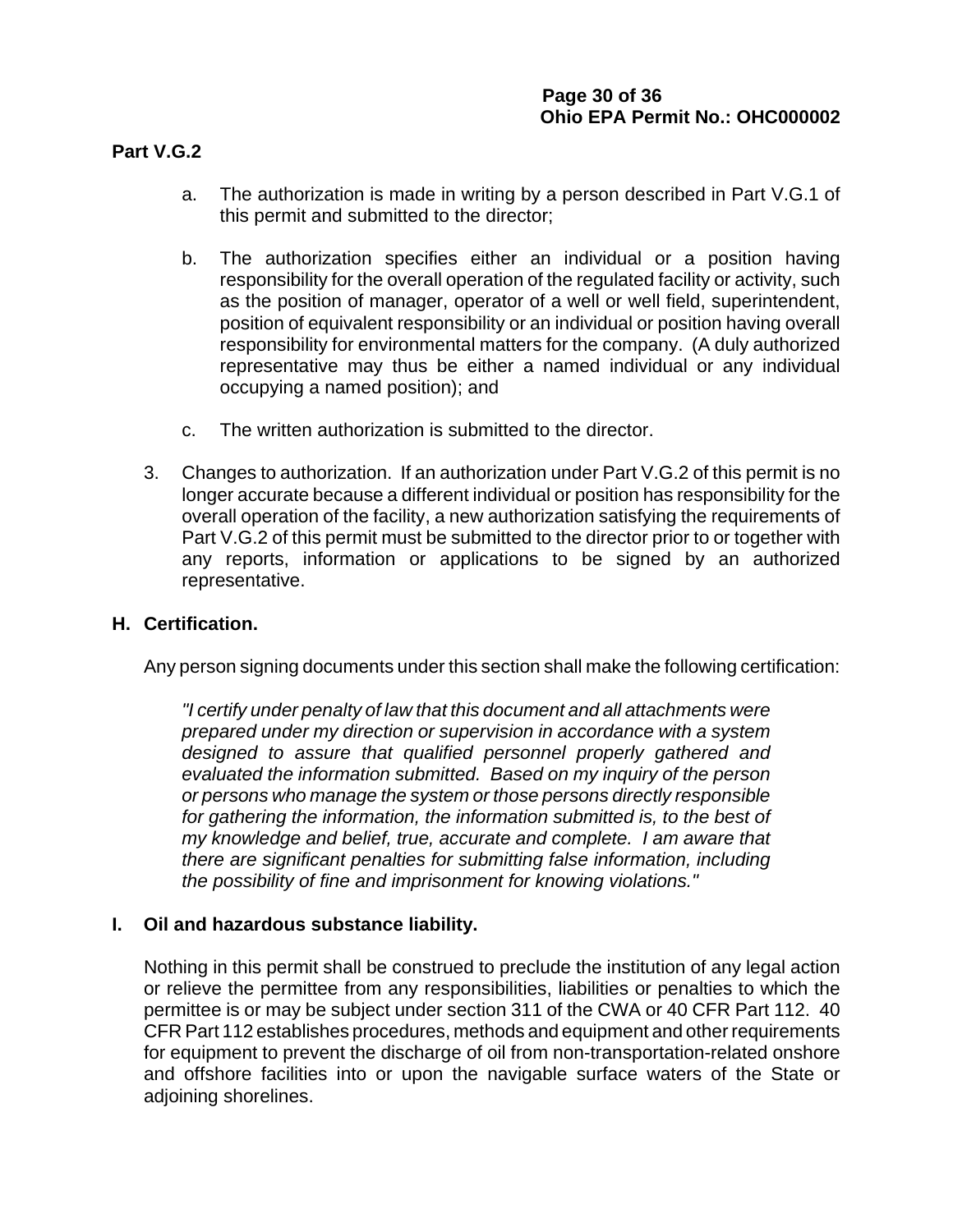**Part V.G.2**

a. The authorization is made in writing by a person described in Part V.G.1 of this permit and submitted to the director;

b. The authorization specifies either an individual or a position having responsibility for the overall operation of the regulated facility or activity, such as the position of manager, operator of a well or well field, superintendent, position of equivalent responsibility or an individual or position having overall responsibility for environmental matters for the company. (A duly authorized representative may thus be either a named individual or any individual occupying a named position); and

c. The written authorization is submitted to the director.

3. Changes to authorization. If an authorization under Part V.G.2 of this permit is no longer accurate because a different individual or position has responsibility for the overall operation of the facility, a new authorization satisfying the requirements of Part V.G.2 of this permit must be submitted to the director prior to or together with any reports, information or applications to be signed by an authorized representative.

## H. Certification.

Any person signing documents under this section shall make the following certification:

*"I certify under penalty of law that this document and all attachments were prepared under my direction or supervision in accordance with a system designed to assure that qualified personnel properly gathered and evaluated the information submitted. Based on my inquiry of the person or persons who manage the system or those persons directly responsible for gathering the information, the information submitted is, to the best of my knowledge and belief, true, accurate and complete. I am aware that there are significant penalties for submitting false information, including the possibility of fine and imprisonment for knowing violations."*

## I. Oil and hazardous substance liability.

Nothing in this permit shall be construed to preclude the institution of any legal action or relieve the permittee from any responsibilities, liabilities or penalties to which the permittee is or may be subject under section 311 of the CWA or 40 CFR Part 112. 40 CFR Part 112 establishes procedures, methods and equipment and other requirements for equipment to prevent the discharge of oil from non-transportation-related onshore and offshore facilities into or upon the navigable surface waters of the State or adjoining shorelines.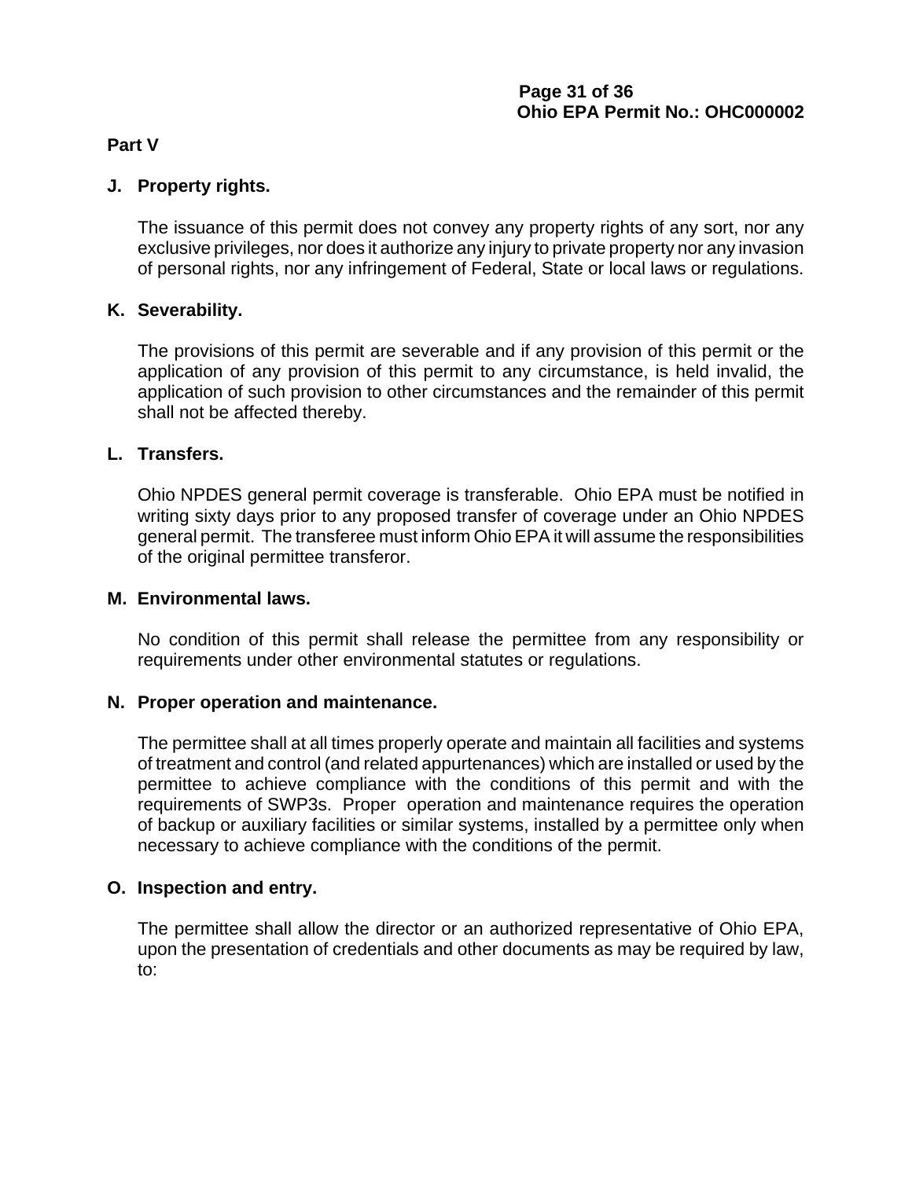## Part V

**J. Property rights.**

The issuance of this permit does not convey any property rights of any sort, nor any exclusive privileges, nor does it authorize any injury to private property nor any invasion of personal rights, nor any infringement of Federal, State or local laws or regulations.

**K. Severability.**

The provisions of this permit are severable and if any provision of this permit or the application of any provision of this permit to any circumstance, is held invalid, the application of such provision to other circumstances and the remainder of this permit shall not be affected thereby.

**L. Transfers.**

Ohio NPDES general permit coverage is transferable. Ohio EPA must be notified in writing sixty days prior to any proposed transfer of coverage under an Ohio NPDES general permit. The transferee must inform Ohio EPA it will assume the responsibilities of the original permittee transferor.

**M. Environmental laws.**

No condition of this permit shall release the permittee from any responsibility or requirements under other environmental statutes or regulations.

**N. Proper operation and maintenance.**

The permittee shall at all times properly operate and maintain all facilities and systems of treatment and control (and related appurtenances) which are installed or used by the permittee to achieve compliance with the conditions of this permit and with the requirements of SWP3s. Proper operation and maintenance requires the operation of backup or auxiliary facilities or similar systems, installed by a permittee only when necessary to achieve compliance with the conditions of the permit.

**O. Inspection and entry.**

The permittee shall allow the director or an authorized representative of Ohio EPA, upon the presentation of credentials and other documents as may be required by law, to: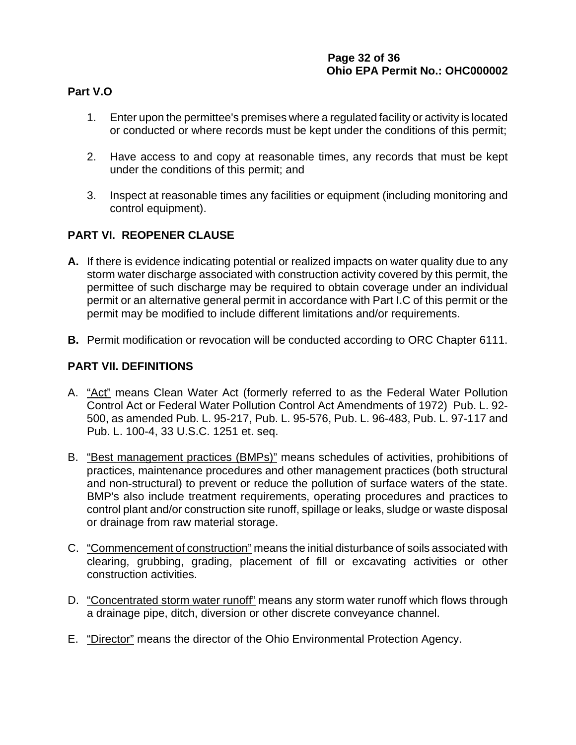**Part V.O**

1. Enter upon the permittee's premises where a regulated facility or activity is located or conducted or where records must be kept under the conditions of this permit;

2. Have access to and copy at reasonable times, any records that must be kept under the conditions of this permit; and

3. Inspect at reasonable times any facilities or equipment (including monitoring and control equipment).

## PART VI. REOPENER CLAUSE

**A.** If there is evidence indicating potential or realized impacts on water quality due to any storm water discharge associated with construction activity covered by this permit, the permittee of such discharge may be required to obtain coverage under an individual permit or an alternative general permit in accordance with Part I.C of this permit or the permit may be modified to include different limitations and/or requirements.

**B.** Permit modification or revocation will be conducted according to ORC Chapter 6111.

## PART VII. DEFINITIONS

A. “Act” means Clean Water Act (formerly referred to as the Federal Water Pollution Control Act or Federal Water Pollution Control Act Amendments of 1972) Pub. L. 92-500, as amended Pub. L. 95-217, Pub. L. 95-576, Pub. L. 96-483, Pub. L. 97-117 and Pub. L. 100-4, 33 U.S.C. 1251 et. seq.

B. “Best management practices (BMPs)” means schedules of activities, prohibitions of practices, maintenance procedures and other management practices (both structural and non-structural) to prevent or reduce the pollution of surface waters of the state. BMP's also include treatment requirements, operating procedures and practices to control plant and/or construction site runoff, spillage or leaks, sludge or waste disposal or drainage from raw material storage.

C. “Commencement of construction” means the initial disturbance of soils associated with clearing, grubbing, grading, placement of fill or excavating activities or other construction activities.

D. “Concentrated storm water runoff” means any storm water runoff which flows through a drainage pipe, ditch, diversion or other discrete conveyance channel.

E. “Director” means the director of the Ohio Environmental Protection Agency.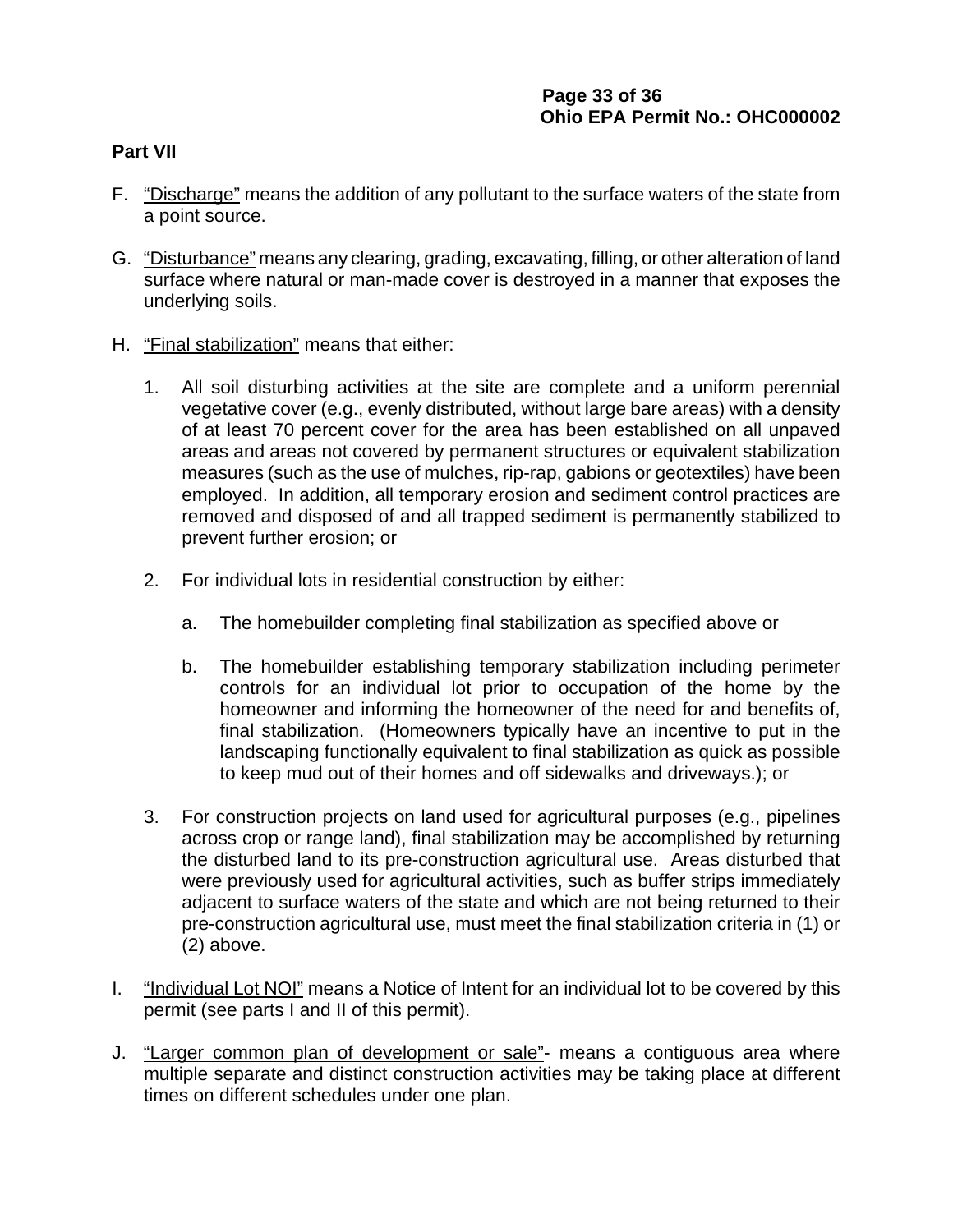**Part VII**

F. "Discharge" means the addition of any pollutant to the surface waters of the state from a point source.

G. "Disturbance" means any clearing, grading, excavating, filling, or other alteration of land surface where natural or man-made cover is destroyed in a manner that exposes the underlying soils.

H. "Final stabilization" means that either:

   1. All soil disturbing activities at the site are complete and a uniform perennial vegetative cover (e.g., evenly distributed, without large bare areas) with a density of at least 70 percent cover for the area has been established on all unpaved areas and areas not covered by permanent structures or equivalent stabilization measures (such as the use of mulches, rip-rap, gabions or geotextiles) have been employed. In addition, all temporary erosion and sediment control practices are removed and disposed of and all trapped sediment is permanently stabilized to prevent further erosion; or

   2. For individual lots in residential construction by either:

      a. The homebuilder completing final stabilization as specified above or

      b. The homebuilder establishing temporary stabilization including perimeter controls for an individual lot prior to occupation of the home by the homeowner and informing the homeowner of the need for and benefits of, final stabilization. (Homeowners typically have an incentive to put in the landscaping functionally equivalent to final stabilization as quick as possible to keep mud out of their homes and off sidewalks and driveways.); or

   3. For construction projects on land used for agricultural purposes (e.g., pipelines across crop or range land), final stabilization may be accomplished by returning the disturbed land to its pre-construction agricultural use. Areas disturbed that were previously used for agricultural activities, such as buffer strips immediately adjacent to surface waters of the state and which are not being returned to their pre-construction agricultural use, must meet the final stabilization criteria in (1) or (2) above.

I. "Individual Lot NOI" means a Notice of Intent for an individual lot to be covered by this permit (see parts I and II of this permit).

J. "Larger common plan of development or sale"- means a contiguous area where multiple separate and distinct construction activities may be taking place at different times on different schedules under one plan.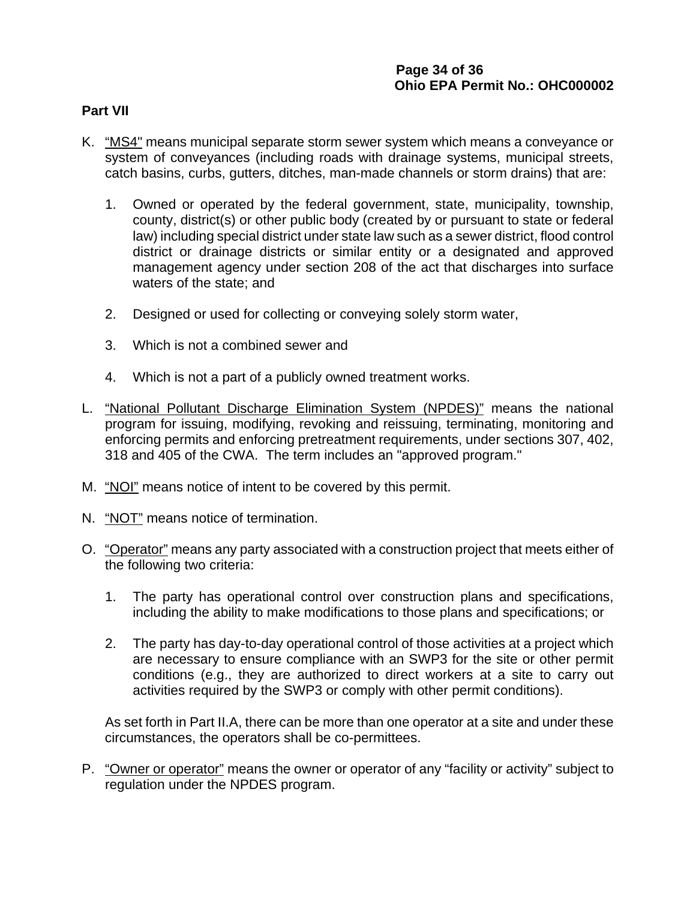**Part VII**

K. "MS4" means municipal separate storm sewer system which means a conveyance or system of conveyances (including roads with drainage systems, municipal streets, catch basins, curbs, gutters, ditches, man-made channels or storm drains) that are:

   1. Owned or operated by the federal government, state, municipality, township, county, district(s) or other public body (created by or pursuant to state or federal law) including special district under state law such as a sewer district, flood control district or drainage districts or similar entity or a designated and approved management agency under section 208 of the act that discharges into surface waters of the state; and

   2. Designed or used for collecting or conveying solely storm water,

   3. Which is not a combined sewer and

   4. Which is not a part of a publicly owned treatment works.

L. "National Pollutant Discharge Elimination System (NPDES)" means the national program for issuing, modifying, revoking and reissuing, terminating, monitoring and enforcing permits and enforcing pretreatment requirements, under sections 307, 402, 318 and 405 of the CWA. The term includes an "approved program."

M. "NOI" means notice of intent to be covered by this permit.

N. "NOT" means notice of termination.

O. "Operator" means any party associated with a construction project that meets either of the following two criteria:

   1. The party has operational control over construction plans and specifications, including the ability to make modifications to those plans and specifications; or

   2. The party has day-to-day operational control of those activities at a project which are necessary to ensure compliance with an SWP3 for the site or other permit conditions (e.g., they are authorized to direct workers at a site to carry out activities required by the SWP3 or comply with other permit conditions).

   As set forth in Part II.A, there can be more than one operator at a site and under these circumstances, the operators shall be co-permittees.

P. "Owner or operator" means the owner or operator of any "facility or activity" subject to regulation under the NPDES program.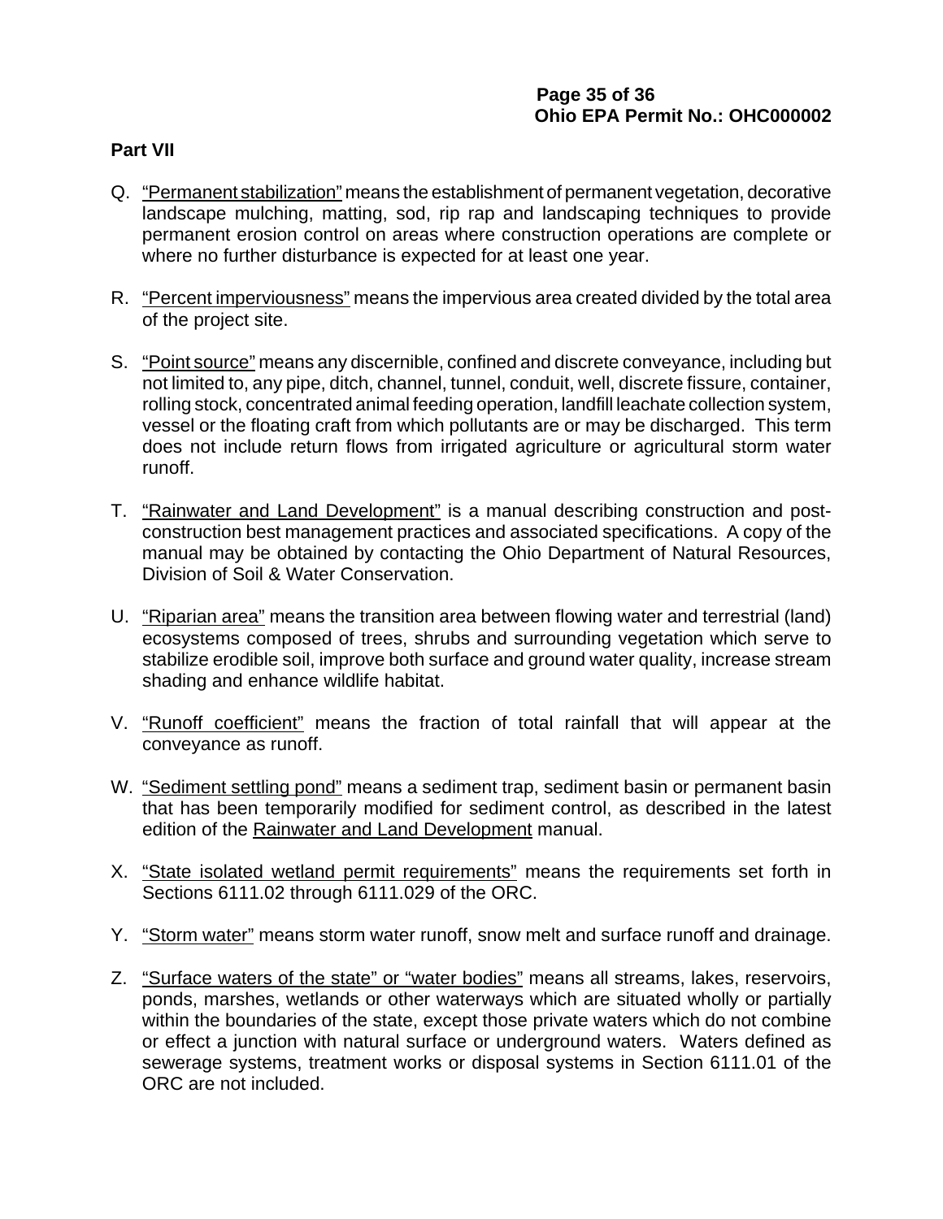**Part VII**

Q. <u>"Permanent stabilization"</u> means the establishment of permanent vegetation, decorative landscape mulching, matting, sod, rip rap and landscaping techniques to provide permanent erosion control on areas where construction operations are complete or where no further disturbance is expected for at least one year.

R. <u>"Percent imperviousness"</u> means the impervious area created divided by the total area of the project site.

S. <u>"Point source"</u> means any discernible, confined and discrete conveyance, including but not limited to, any pipe, ditch, channel, tunnel, conduit, well, discrete fissure, container, rolling stock, concentrated animal feeding operation, landfill leachate collection system, vessel or the floating craft from which pollutants are or may be discharged. This term does not include return flows from irrigated agriculture or agricultural storm water runoff.

T. <u>"Rainwater and Land Development"</u> is a manual describing construction and post-construction best management practices and associated specifications. A copy of the manual may be obtained by contacting the Ohio Department of Natural Resources, Division of Soil & Water Conservation.

U. <u>"Riparian area"</u> means the transition area between flowing water and terrestrial (land) ecosystems composed of trees, shrubs and surrounding vegetation which serve to stabilize erodible soil, improve both surface and ground water quality, increase stream shading and enhance wildlife habitat.

V. <u>"Runoff coefficient"</u> means the fraction of total rainfall that will appear at the conveyance as runoff.

W. <u>"Sediment settling pond"</u> means a sediment trap, sediment basin or permanent basin that has been temporarily modified for sediment control, as described in the latest edition of the <u>Rainwater and Land Development</u> manual.

X. <u>"State isolated wetland permit requirements"</u> means the requirements set forth in Sections 6111.02 through 6111.029 of the ORC.

Y. <u>"Storm water"</u> means storm water runoff, snow melt and surface runoff and drainage.

Z. <u>"Surface waters of the state" or "water bodies"</u> means all streams, lakes, reservoirs, ponds, marshes, wetlands or other waterways which are situated wholly or partially within the boundaries of the state, except those private waters which do not combine or effect a junction with natural surface or underground waters. Waters defined as sewerage systems, treatment works or disposal systems in Section 6111.01 of the ORC are not included.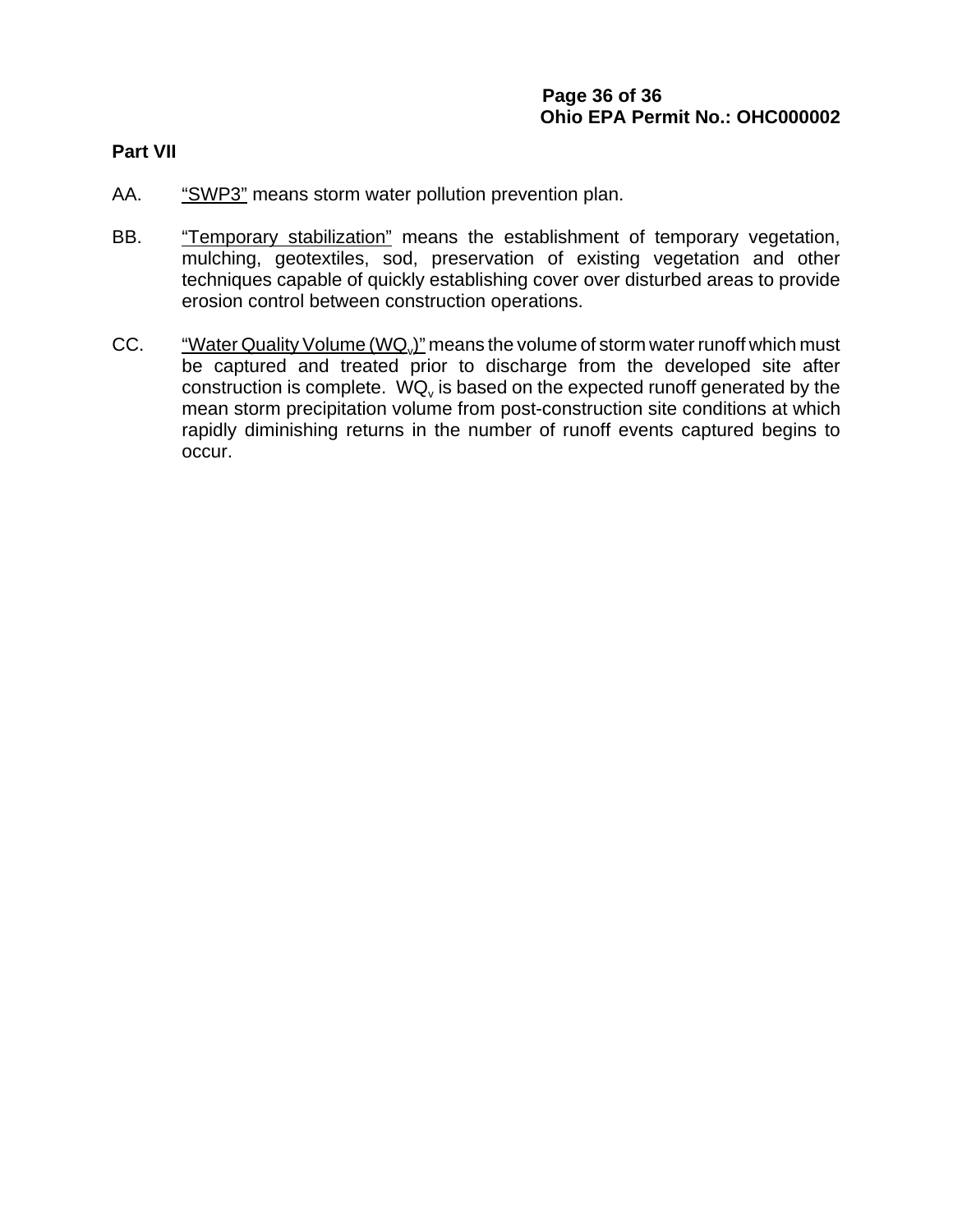**Part VII**

AA. “SWP3” means storm water pollution prevention plan.

BB. “Temporary stabilization” means the establishment of temporary vegetation, mulching, geotextiles, sod, preservation of existing vegetation and other techniques capable of quickly establishing cover over disturbed areas to provide erosion control between construction operations.

CC. “Water Quality Volume ($WQ_v$)” means the volume of storm water runoff which must be captured and treated prior to discharge from the developed site after construction is complete. $WQ_v$ is based on the expected runoff generated by the mean storm precipitation volume from post-construction site conditions at which rapidly diminishing returns in the number of runoff events captured begins to occur.